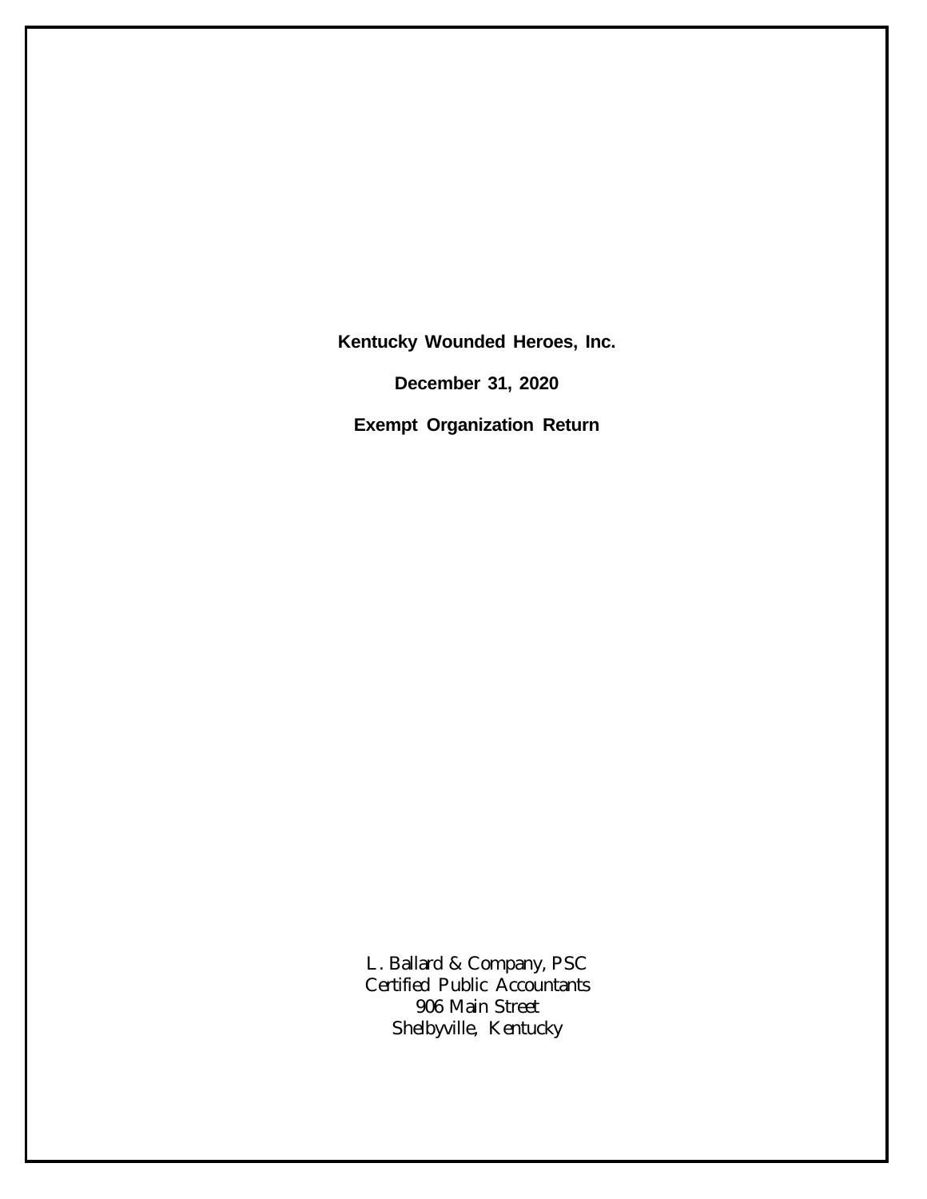**Kentucky Wounded Heroes, Inc.**

**December 31, 2020**

**Exempt Organization Return**

L. Ballard & Company, PSC
Certified Public Accountants
906 Main Street
Shelbyville, Kentucky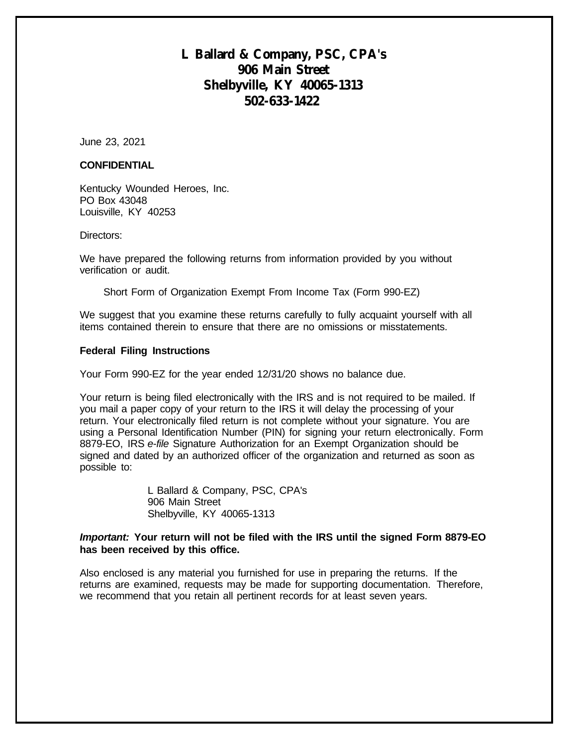# L Ballard & Company, PSC, CPA's
# 906 Main Street
# Shelbyville, KY 40065-1313
# 502-633-1422

June 23, 2021

**CONFIDENTIAL**

Kentucky Wounded Heroes, Inc.
PO Box 43048
Louisville, KY 40253

Directors:

We have prepared the following returns from information provided by you without verification or audit.

Short Form of Organization Exempt From Income Tax (Form 990-EZ)

We suggest that you examine these returns carefully to fully acquaint yourself with all items contained therein to ensure that there are no omissions or misstatements.

**Federal Filing Instructions**

Your Form 990-EZ for the year ended 12/31/20 shows no balance due.

Your return is being filed electronically with the IRS and is not required to be mailed. If you mail a paper copy of your return to the IRS it will delay the processing of your return. Your electronically filed return is not complete without your signature. You are using a Personal Identification Number (PIN) for signing your return electronically. Form 8879-EO, IRS *e-file* Signature Authorization for an Exempt Organization should be signed and dated by an authorized officer of the organization and returned as soon as possible to:

L Ballard & Company, PSC, CPA's
906 Main Street
Shelbyville, KY 40065-1313

***Important:*** **Your return will not be filed with the IRS until the signed Form 8879-EO has been received by this office.**

Also enclosed is any material you furnished for use in preparing the returns. If the returns are examined, requests may be made for supporting documentation. Therefore, we recommend that you retain all pertinent records for at least seven years.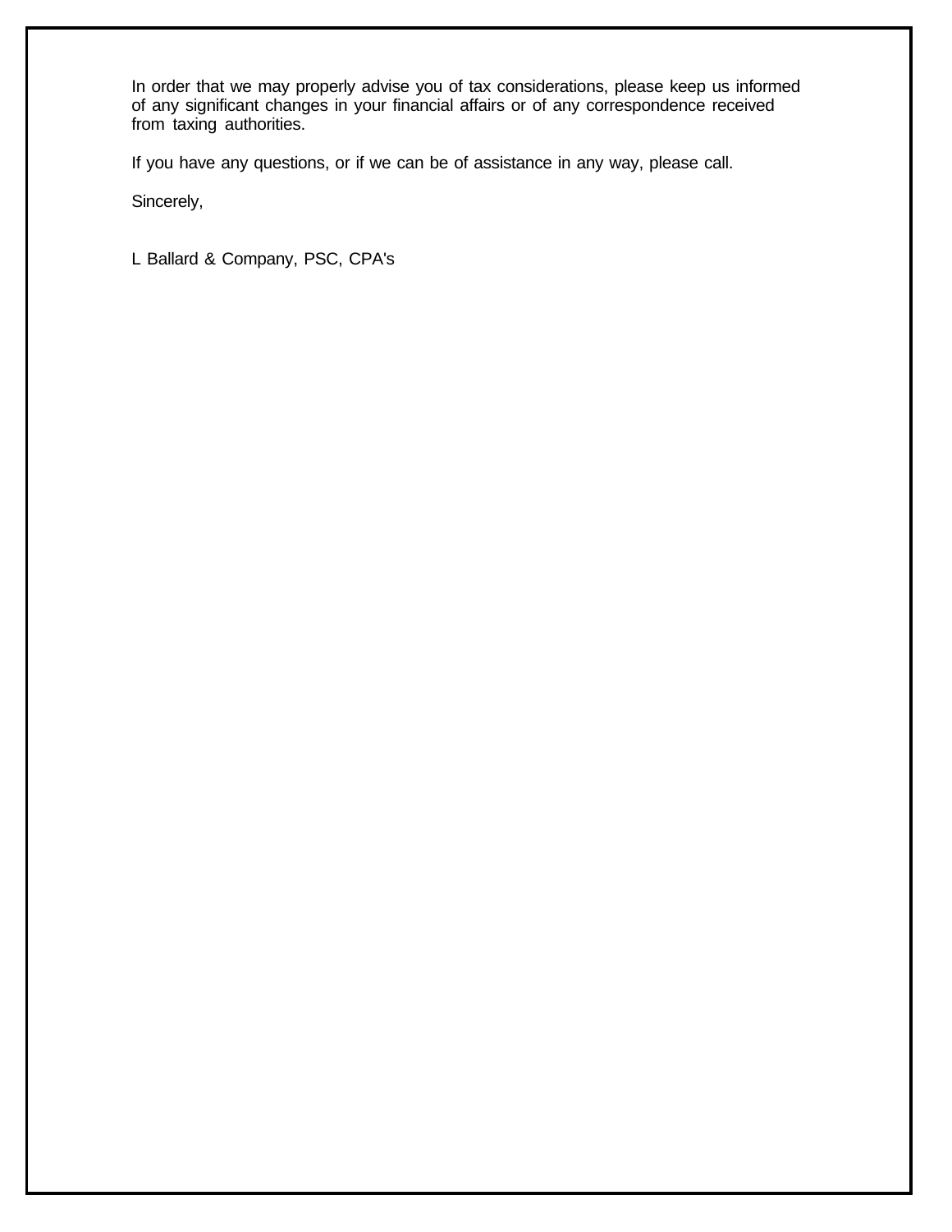In order that we may properly advise you of tax considerations, please keep us informed of any significant changes in your financial affairs or of any correspondence received from taxing authorities.

If you have any questions, or if we can be of assistance in any way, please call.

Sincerely,

L Ballard & Company, PSC, CPA's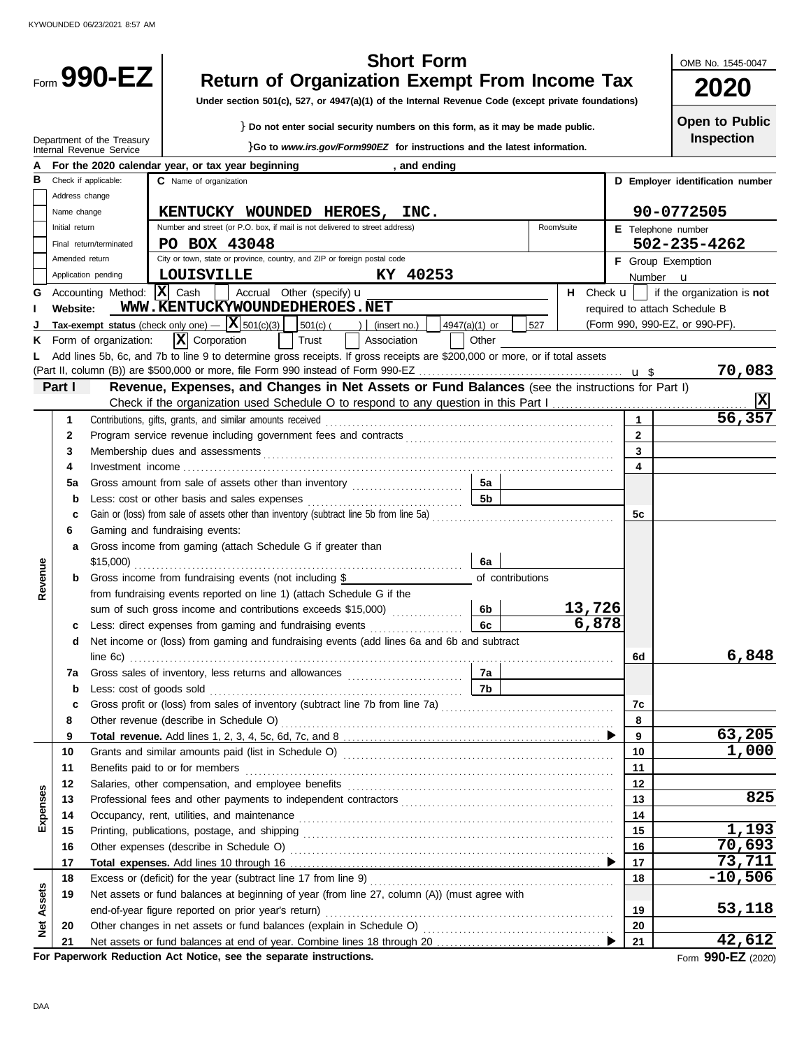KYWOUNDED 06/23/2021 8:57 AM

# Form 990-EZ

## Short Form
## Return of Organization Exempt From Income Tax

**Under section 501(c), 527, or 4947(a)(1) of the Internal Revenue Code (except private foundations)**

} Do not enter social security numbers on this form, as it may be made public.

}Go to *www.irs.gov/Form990EZ* for instructions and the latest information.

Department of the Treasury
Internal Revenue Service

OMB No. 1545-0047

**2020**

**Open to Public Inspection**

**A** For the 2020 calendar year, or tax year beginning , and ending

**B** Check if applicable:
- [ ] Address change
- [ ] Name change
- [ ] Initial return
- [ ] Final return/terminated
- [ ] Amended return
- [ ] Application pending

**C** Name of organization: **KENTUCKY WOUNDED HEROES, INC.**

Number and street (or P.O. box, if mail is not delivered to street address): **PO BOX 43048** Room/suite

City or town, state or province, country, and ZIP or foreign postal code: **LOUISVILLE KY 40253**

**D** Employer identification number: **90-0772505**

**E** Telephone number: **502-235-4262**

**F** Group Exemption Number u

**G** Accounting Method: [X] Cash [ ] Accrual Other (specify) u

**H** Check u [ ] if the organization is **not** required to attach Schedule B (Form 990, 990-EZ, or 990-PF).

**I** Website: **WWW.KENTUCKYWOUNDEDHEROES.NET**

**J** Tax-exempt status (check only one) — [X] 501(c)(3) [ ] 501(c) ( ) (insert no.) [ ] 4947(a)(1) or [ ] 527

**K** Form of organization: [X] Corporation [ ] Trust [ ] Association [ ] Other

**L** Add lines 5b, 6c, and 7b to line 9 to determine gross receipts. If gross receipts are $200,000 or more, or if total assets (Part II, column (B)) are $500,000 or more, file Form 990 instead of Form 990-EZ . . . u $ **70,083**

## Part I — Revenue, Expenses, and Changes in Net Assets or Fund Balances (see the instructions for Part I)

Check if the organization used Schedule O to respond to any question in this Part I . . . [X]

| Section | Line | Description | Sub-line | Sub-amount | Line no. | Amount |
|---|---|---|---|---|---|---|
| Revenue | 1 | Contributions, gifts, grants, and similar amounts received | | | 1 | 56,357 |
| | 2 | Program service revenue including government fees and contracts | | | 2 | |
| | 3 | Membership dues and assessments | | | 3 | |
| | 4 | Investment income | | | 4 | |
| | 5a | Gross amount from sale of assets other than inventory | 5a | | | |
| | b | Less: cost or other basis and sales expenses | 5b | | | |
| | c | Gain or (loss) from sale of assets other than inventory (subtract line 5b from line 5a) | | | 5c | |
| | 6 | Gaming and fundraising events: | | | | |
| | a | Gross income from gaming (attach Schedule G if greater than $15,000) | 6a | | | |
| | b | Gross income from fundraising events (not including $ of contributions from fundraising events reported on line 1) (attach Schedule G if the sum of such gross income and contributions exceeds $15,000) | 6b | 13,726 | | |
| | c | Less: direct expenses from gaming and fundraising events | 6c | 6,878 | | |
| | d | Net income or (loss) from gaming and fundraising events (add lines 6a and 6b and subtract line 6c) | | | 6d | 6,848 |
| | 7a | Gross sales of inventory, less returns and allowances | 7a | | | |
| | b | Less: cost of goods sold | 7b | | | |
| | c | Gross profit or (loss) from sales of inventory (subtract line 7b from line 7a) | | | 7c | |
| | 8 | Other revenue (describe in Schedule O) | | | 8 | |
| | 9 | **Total revenue.** Add lines 1, 2, 3, 4, 5c, 6d, 7c, and 8 | | | 9 | 63,205 |
| Expenses | 10 | Grants and similar amounts paid (list in Schedule O) | | | 10 | 1,000 |
| | 11 | Benefits paid to or for members | | | 11 | |
| | 12 | Salaries, other compensation, and employee benefits | | | 12 | |
| | 13 | Professional fees and other payments to independent contractors | | | 13 | 825 |
| | 14 | Occupancy, rent, utilities, and maintenance | | | 14 | |
| | 15 | Printing, publications, postage, and shipping | | | 15 | 1,193 |
| | 16 | Other expenses (describe in Schedule O) | | | 16 | 70,693 |
| | 17 | **Total expenses.** Add lines 10 through 16 | | | 17 | 73,711 |
| Net Assets | 18 | Excess or (deficit) for the year (subtract line 17 from line 9) | | | 18 | -10,506 |
| | 19 | Net assets or fund balances at beginning of year (from line 27, column (A)) (must agree with end-of-year figure reported on prior year's return) | | | 19 | 53,118 |
| | 20 | Other changes in net assets or fund balances (explain in Schedule O) | | | 20 | |
| | 21 | Net assets or fund balances at end of year. Combine lines 18 through 20 | | | 21 | 42,612 |

**For Paperwork Reduction Act Notice, see the separate instructions.**

Form **990-EZ** (2020)

DAA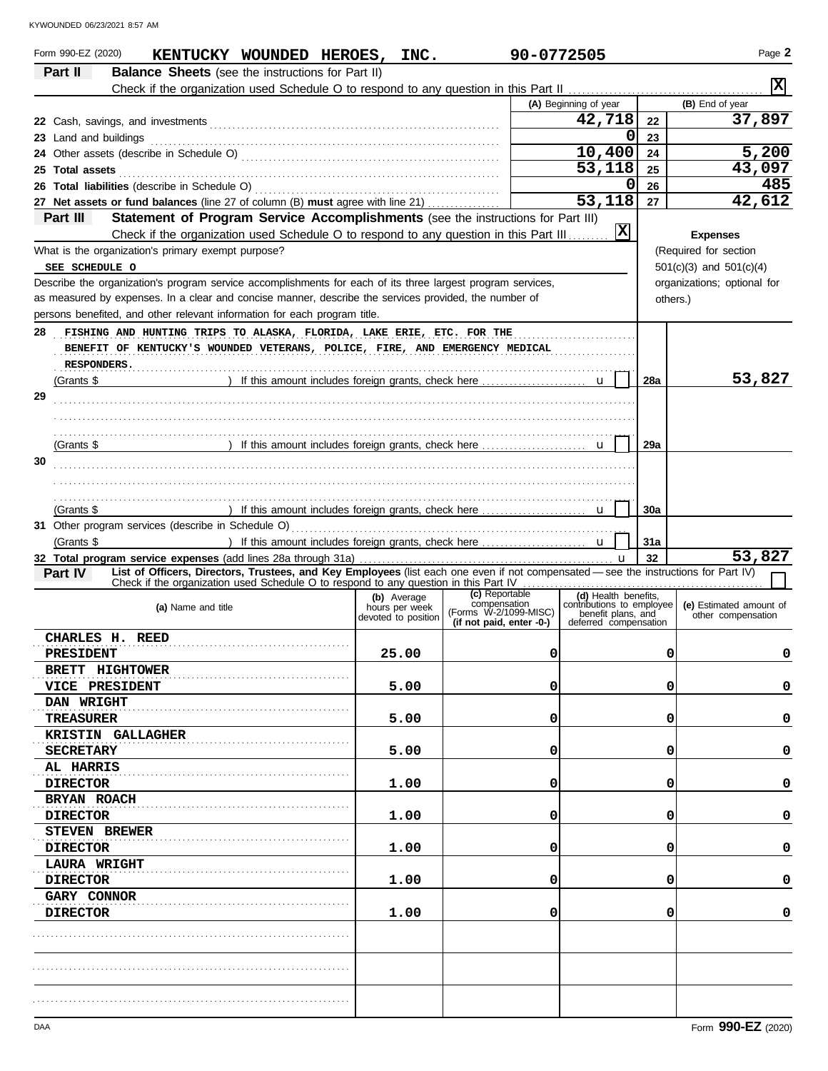Form 990-EZ (2020) **KENTUCKY WOUNDED HEROES, INC.** 90-0772505 Page **2**

**Part II** **Balance Sheets** (see the instructions for Part II)

Check if the organization used Schedule O to respond to any question in this Part II .......... [X]

| | (A) Beginning of year | | (B) End of year |
|---|---|---|---|
| **22** Cash, savings, and investments | 42,718 | 22 | 37,897 |
| **23** Land and buildings | 0 | 23 | |
| **24** Other assets (describe in Schedule O) | 10,400 | 24 | 5,200 |
| **25 Total assets** | 53,118 | 25 | 43,097 |
| **26 Total liabilities** (describe in Schedule O) | 0 | 26 | 485 |
| **27 Net assets or fund balances** (line 27 of column (B) **must** agree with line 21) | 53,118 | 27 | 42,612 |

**Part III** **Statement of Program Service Accomplishments** (see the instructions for Part III)

Check if the organization used Schedule O to respond to any question in this Part III .......... [X]

What is the organization's primary exempt purpose?

SEE SCHEDULE O

Describe the organization's program service accomplishments for each of its three largest program services, as measured by expenses. In a clear and concise manner, describe the services provided, the number of persons benefited, and other relevant information for each program title.

**Expenses** (Required for section 501(c)(3) and 501(c)(4) organizations; optional for others.)

| | | | Expenses |
|---|---|---|---|
| **28** | FISHING AND HUNTING TRIPS TO ALASKA, FLORIDA, LAKE ERIE, ETC. FOR THE BENEFIT OF KENTUCKY'S WOUNDED VETERANS, POLICE, FIRE, AND EMERGENCY MEDICAL RESPONDERS.<br>(Grants $ ) If this amount includes foreign grants, check here [ ] | 28a | 53,827 |
| **29** | (Grants $ ) If this amount includes foreign grants, check here [ ] | 29a | |
| **30** | (Grants $ ) If this amount includes foreign grants, check here [ ] | 30a | |
| **31** | Other program services (describe in Schedule O)<br>(Grants $ ) If this amount includes foreign grants, check here [ ] | 31a | |
| **32** | **Total program service expenses** (add lines 28a through 31a) | 32 | 53,827 |

**Part IV** **List of Officers, Directors, Trustees, and Key Employees** (list each one even if not compensated — see the instructions for Part IV)

Check if the organization used Schedule O to respond to any question in this Part IV .......... [ ]

| (a) Name and title | (b) Average hours per week devoted to position | (c) Reportable compensation (Forms W-2/1099-MISC) (if not paid, enter -0-) | (d) Health benefits, contributions to employee benefit plans, and deferred compensation | (e) Estimated amount of other compensation |
|---|---|---|---|---|
| CHARLES H. REED<br>PRESIDENT | 25.00 | 0 | 0 | 0 |
| BRETT HIGHTOWER<br>VICE PRESIDENT | 5.00 | 0 | 0 | 0 |
| DAN WRIGHT<br>TREASURER | 5.00 | 0 | 0 | 0 |
| KRISTIN GALLAGHER<br>SECRETARY | 5.00 | 0 | 0 | 0 |
| AL HARRIS<br>DIRECTOR | 1.00 | 0 | 0 | 0 |
| BRYAN ROACH<br>DIRECTOR | 1.00 | 0 | 0 | 0 |
| STEVEN BREWER<br>DIRECTOR | 1.00 | 0 | 0 | 0 |
| LAURA WRIGHT<br>DIRECTOR | 1.00 | 0 | 0 | 0 |
| GARY CONNOR<br>DIRECTOR | 1.00 | 0 | 0 | 0 |
| | | | | |
| | | | | |
| | | | | |

Form **990-EZ** (2020)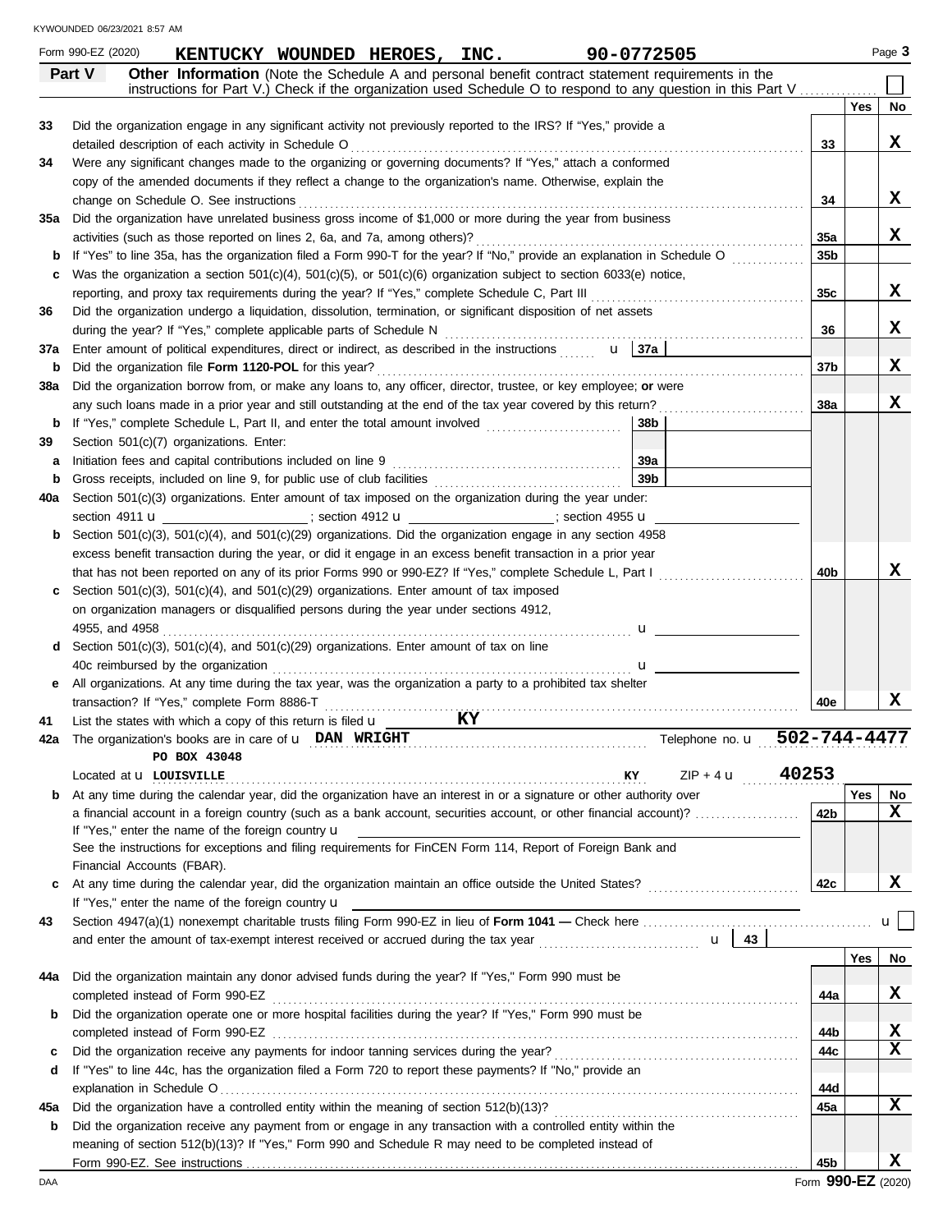Form 990-EZ (2020) **KENTUCKY WOUNDED HEROES, INC.** 90-0772505

## Part V — Other Information

(Note the Schedule A and personal benefit contract statement requirements in the instructions for Part V.) Check if the organization used Schedule O to respond to any question in this Part V ☐

| Line | Question | | Yes | No |
|---|---|---|---|---|
| 33 | Did the organization engage in any significant activity not previously reported to the IRS? If "Yes," provide a detailed description of each activity in Schedule O | 33 | | X |
| 34 | Were any significant changes made to the organizing or governing documents? If "Yes," attach a conformed copy of the amended documents if they reflect a change to the organization's name. Otherwise, explain the change on Schedule O. See instructions | 34 | | X |
| 35a | Did the organization have unrelated business gross income of $1,000 or more during the year from business activities (such as those reported on lines 2, 6a, and 7a, among others)? | 35a | | X |
| b | If "Yes" to line 35a, has the organization filed a Form 990-T for the year? If "No," provide an explanation in Schedule O | 35b | | |
| c | Was the organization a section 501(c)(4), 501(c)(5), or 501(c)(6) organization subject to section 6033(e) notice, reporting, and proxy tax requirements during the year? If "Yes," complete Schedule C, Part III | 35c | | X |
| 36 | Did the organization undergo a liquidation, dissolution, termination, or significant disposition of net assets during the year? If "Yes," complete applicable parts of Schedule N | 36 | | X |
| 37a | Enter amount of political expenditures, direct or indirect, as described in the instructions ▸ 37a | | | |
| b | Did the organization file **Form 1120-POL** for this year? | 37b | | X |
| 38a | Did the organization borrow from, or make any loans to, any officer, director, trustee, or key employee; **or** were any such loans made in a prior year and still outstanding at the end of the tax year covered by this return? | 38a | | X |
| b | If "Yes," complete Schedule L, Part II, and enter the total amount involved 38b | | | |
| 39 | Section 501(c)(7) organizations. Enter: | | | |
| a | Initiation fees and capital contributions included on line 9 39a | | | |
| b | Gross receipts, included on line 9, for public use of club facilities 39b | | | |
| 40a | Section 501(c)(3) organizations. Enter amount of tax imposed on the organization during the year under: section 4911 ▸ ; section 4912 ▸ ; section 4955 ▸ | | | |
| b | Section 501(c)(3), 501(c)(4), and 501(c)(29) organizations. Did the organization engage in any section 4958 excess benefit transaction during the year, or did it engage in an excess benefit transaction in a prior year that has not been reported on any of its prior Forms 990 or 990-EZ? If "Yes," complete Schedule L, Part I | 40b | | X |
| c | Section 501(c)(3), 501(c)(4), and 501(c)(29) organizations. Enter amount of tax imposed on organization managers or disqualified persons during the year under sections 4912, 4955, and 4958 ▸ | | | |
| d | Section 501(c)(3), 501(c)(4), and 501(c)(29) organizations. Enter amount of tax on line 40c reimbursed by the organization ▸ | | | |
| e | All organizations. At any time during the tax year, was the organization a party to a prohibited tax shelter transaction? If "Yes," complete Form 8886-T | 40e | | X |

**41** List the states with which a copy of this return is filed ▸ **KY**

**42a** The organization's books are in care of ▸ **DAN WRIGHT** Telephone no. ▸ **502-744-4477**

**PO BOX 43048**

Located at ▸ **LOUISVILLE** **KY** ZIP + 4 ▸ **40253**

| Line | Question | | Yes | No |
|---|---|---|---|---|
| b | At any time during the calendar year, did the organization have an interest in or a signature or other authority over a financial account in a foreign country (such as a bank account, securities account, or other financial account)? If "Yes," enter the name of the foreign country ▸ See the instructions for exceptions and filing requirements for FinCEN Form 114, Report of Foreign Bank and Financial Accounts (FBAR). | 42b | | X |
| c | At any time during the calendar year, did the organization maintain an office outside the United States? If "Yes," enter the name of the foreign country ▸ | 42c | | X |

**43** Section 4947(a)(1) nonexempt charitable trusts filing Form 990-EZ in lieu of **Form 1041 —** Check here ▸ ☐ and enter the amount of tax-exempt interest received or accrued during the tax year ▸ 43

| Line | Question | | Yes | No |
|---|---|---|---|---|
| 44a | Did the organization maintain any donor advised funds during the year? If "Yes," Form 990 must be completed instead of Form 990-EZ | 44a | | X |
| b | Did the organization operate one or more hospital facilities during the year? If "Yes," Form 990 must be completed instead of Form 990-EZ | 44b | | X |
| c | Did the organization receive any payments for indoor tanning services during the year? | 44c | | X |
| d | If "Yes" to line 44c, has the organization filed a Form 720 to report these payments? If "No," provide an explanation in Schedule O | 44d | | |
| 45a | Did the organization have a controlled entity within the meaning of section 512(b)(13)? | 45a | | X |
| b | Did the organization receive any payment from or engage in any transaction with a controlled entity within the meaning of section 512(b)(13)? If "Yes," Form 990 and Schedule R may need to be completed instead of Form 990-EZ. See instructions | 45b | | X |

Form **990-EZ** (2020)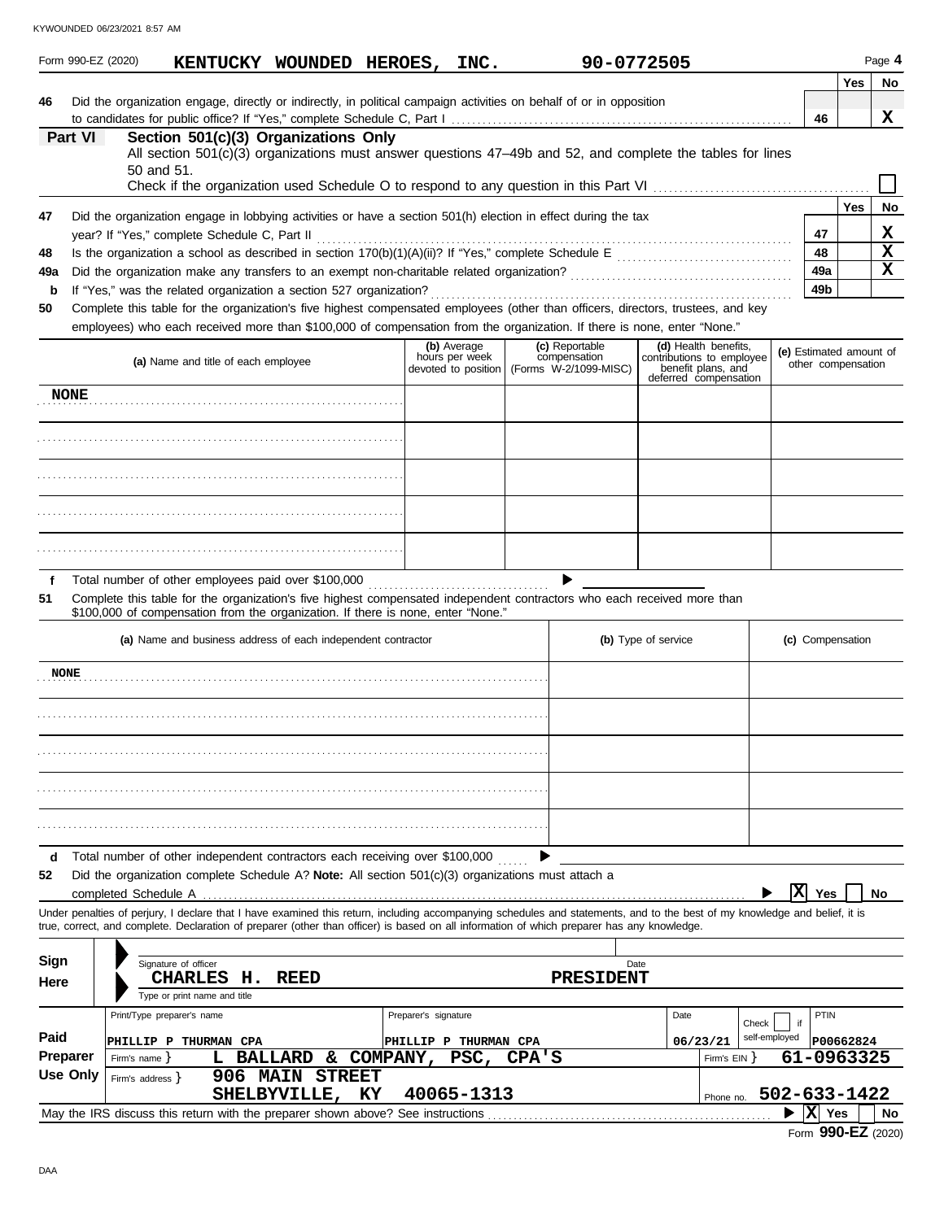Form 990-EZ (2020) **KENTUCKY WOUNDED HEROES, INC.** **90-0772505** Page **4**

| | | | Yes | No |
|---|---|---|---|---|
| **46** | Did the organization engage, directly or indirectly, in political campaign activities on behalf of or in opposition to candidates for public office? If "Yes," complete Schedule C, Part I | **46** | | **X** |

**Part VI** **Section 501(c)(3) Organizations Only**

All section 501(c)(3) organizations must answer questions 47–49b and 52, and complete the tables for lines 50 and 51.

Check if the organization used Schedule O to respond to any question in this Part VI ☐

| | | | Yes | No |
|---|---|---|---|---|
| **47** | Did the organization engage in lobbying activities or have a section 501(h) election in effect during the tax year? If "Yes," complete Schedule C, Part II | **47** | | **X** |
| **48** | Is the organization a school as described in section 170(b)(1)(A)(ii)? If "Yes," complete Schedule E | **48** | | **X** |
| **49a** | Did the organization make any transfers to an exempt non-charitable related organization? | **49a** | | **X** |
| **b** | If "Yes," was the related organization a section 527 organization? | **49b** | | |

**50** Complete this table for the organization's five highest compensated employees (other than officers, directors, trustees, and key employees) who each received more than $100,000 of compensation from the organization. If there is none, enter "None."

| (a) Name and title of each employee | (b) Average hours per week devoted to position | (c) Reportable compensation (Forms W-2/1099-MISC) | (d) Health benefits, contributions to employee benefit plans, and deferred compensation | (e) Estimated amount of other compensation |
|---|---|---|---|---|
| **NONE** | | | | |
| | | | | |
| | | | | |
| | | | | |
| | | | | |

**f** Total number of other employees paid over $100,000 ▶

**51** Complete this table for the organization's five highest compensated independent contractors who each received more than $100,000 of compensation from the organization. If there is none, enter "None."

| (a) Name and business address of each independent contractor | (b) Type of service | (c) Compensation |
|---|---|---|
| **NONE** | | |
| | | |
| | | |
| | | |
| | | |

**d** Total number of other independent contractors each receiving over $100,000 ▶

**52** Did the organization complete Schedule A? **Note:** All section 501(c)(3) organizations must attach a completed Schedule A ▶ **X** Yes ☐ No

Under penalties of perjury, I declare that I have examined this return, including accompanying schedules and statements, and to the best of my knowledge and belief, it is true, correct, and complete. Declaration of preparer (other than officer) is based on all information of which preparer has any knowledge.

**Sign Here**

Signature of officer | Date

**CHARLES H. REED** **PRESIDENT**

Type or print name and title

**Paid Preparer Use Only**

| Print/Type preparer's name | Preparer's signature | Date | Check ☐ if self-employed | PTIN |
|---|---|---|---|---|
| PHILLIP P THURMAN CPA | PHILLIP P THURMAN CPA | 06/23/21 | | P00662824 |

Firm's name } **L BALLARD & COMPANY, PSC, CPA'S** Firm's EIN } **61-0963325**

Firm's address } **906 MAIN STREET SHELBYVILLE, KY 40065-1313** Phone no. **502-633-1422**

May the IRS discuss this return with the preparer shown above? See instructions ▶ **X** Yes ☐ No

Form **990-EZ** (2020)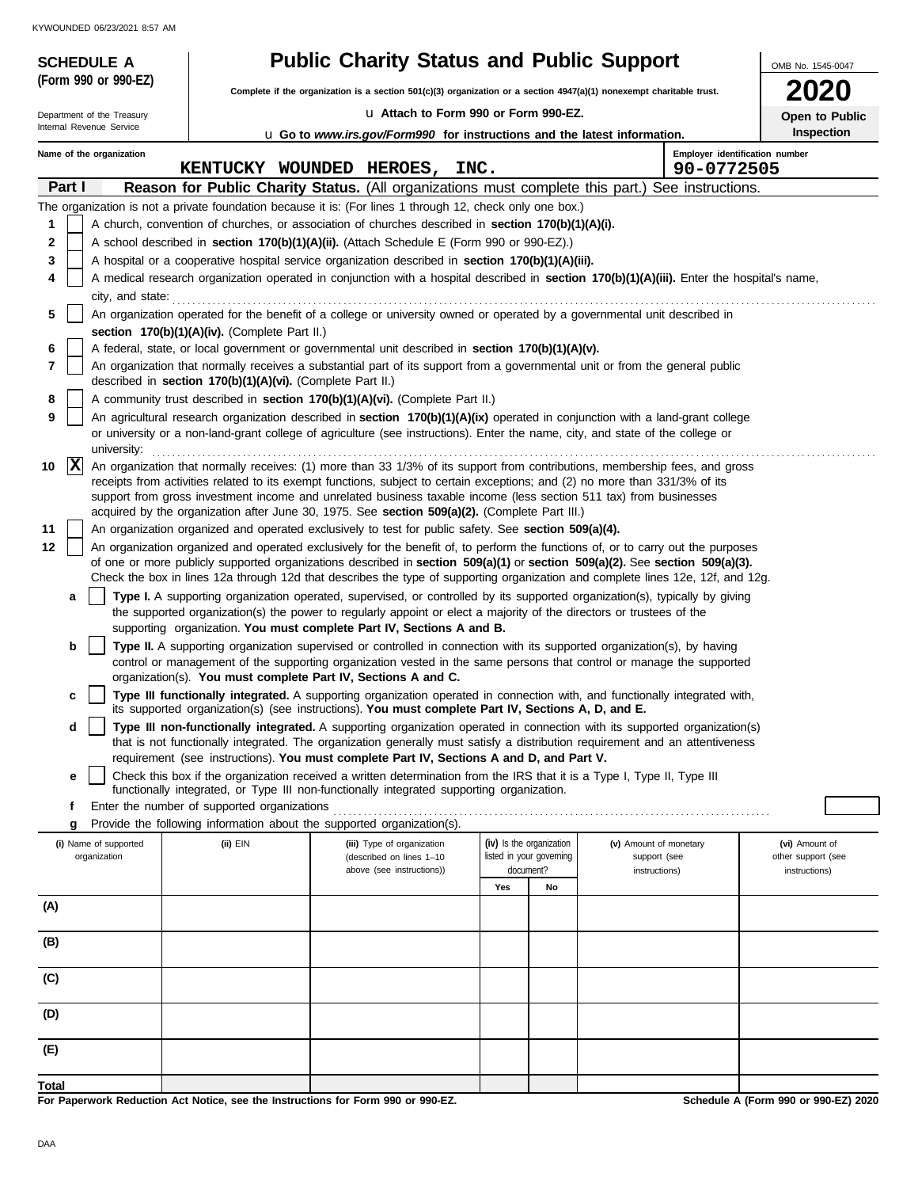KYWOUNDED 06/23/2021 8:57 AM

**SCHEDULE A**
**(Form 990 or 990-EZ)**

Department of the Treasury
Internal Revenue Service

# Public Charity Status and Public Support

**Complete if the organization is a section 501(c)(3) organization or a section 4947(a)(1) nonexempt charitable trust.**

u **Attach to Form 990 or Form 990-EZ.**

u **Go to *www.irs.gov/Form990* for instructions and the latest information.**

OMB No. 1545-0047

**2020**

**Open to Public Inspection**

**Name of the organization:** KENTUCKY WOUNDED HEROES, INC.

**Employer identification number:** 90-0772505

**Part I** **Reason for Public Charity Status.** (All organizations must complete this part.) See instructions.

The organization is not a private foundation because it is: (For lines 1 through 12, check only one box.)

1 [ ] A church, convention of churches, or association of churches described in **section 170(b)(1)(A)(i).**

2 [ ] A school described in **section 170(b)(1)(A)(ii).** (Attach Schedule E (Form 990 or 990-EZ).)

3 [ ] A hospital or a cooperative hospital service organization described in **section 170(b)(1)(A)(iii).**

4 [ ] A medical research organization operated in conjunction with a hospital described in **section 170(b)(1)(A)(iii).** Enter the hospital's name, city, and state:

5 [ ] An organization operated for the benefit of a college or university owned or operated by a governmental unit described in **section 170(b)(1)(A)(iv).** (Complete Part II.)

6 [ ] A federal, state, or local government or governmental unit described in **section 170(b)(1)(A)(v).**

7 [ ] An organization that normally receives a substantial part of its support from a governmental unit or from the general public described in **section 170(b)(1)(A)(vi).** (Complete Part II.)

8 [ ] A community trust described in **section 170(b)(1)(A)(vi).** (Complete Part II.)

9 [ ] An agricultural research organization described in **section 170(b)(1)(A)(ix)** operated in conjunction with a land-grant college or university or a non-land-grant college of agriculture (see instructions). Enter the name, city, and state of the college or university:

10 [X] An organization that normally receives: (1) more than 33 1/3% of its support from contributions, membership fees, and gross receipts from activities related to its exempt functions, subject to certain exceptions; and (2) no more than 331/3% of its support from gross investment income and unrelated business taxable income (less section 511 tax) from businesses acquired by the organization after June 30, 1975. See **section 509(a)(2).** (Complete Part III.)

11 [ ] An organization organized and operated exclusively to test for public safety. See **section 509(a)(4).**

12 [ ] An organization organized and operated exclusively for the benefit of, to perform the functions of, or to carry out the purposes of one or more publicly supported organizations described in **section 509(a)(1)** or **section 509(a)(2).** See **section 509(a)(3).** Check the box in lines 12a through 12d that describes the type of supporting organization and complete lines 12e, 12f, and 12g.

a [ ] **Type I.** A supporting organization operated, supervised, or controlled by its supported organization(s), typically by giving the supported organization(s) the power to regularly appoint or elect a majority of the directors or trustees of the supporting organization. **You must complete Part IV, Sections A and B.**

b [ ] **Type II.** A supporting organization supervised or controlled in connection with its supported organization(s), by having control or management of the supporting organization vested in the same persons that control or manage the supported organization(s). **You must complete Part IV, Sections A and C.**

c [ ] **Type III functionally integrated.** A supporting organization operated in connection with, and functionally integrated with, its supported organization(s) (see instructions). **You must complete Part IV, Sections A, D, and E.**

d [ ] **Type III non-functionally integrated.** A supporting organization operated in connection with its supported organization(s) that is not functionally integrated. The organization generally must satisfy a distribution requirement and an attentiveness requirement (see instructions). **You must complete Part IV, Sections A and D, and Part V.**

e [ ] Check this box if the organization received a written determination from the IRS that it is a Type I, Type II, Type III functionally integrated, or Type III non-functionally integrated supporting organization.

f Enter the number of supported organizations

g Provide the following information about the supported organization(s).

| (i) Name of supported organization | (ii) EIN | (iii) Type of organization (described on lines 1–10 above (see instructions)) | (iv) Is the organization listed in your governing document? Yes | No | (v) Amount of monetary support (see instructions) | (vi) Amount of other support (see instructions) |
|---|---|---|---|---|---|---|
| (A) | | | | | | |
| (B) | | | | | | |
| (C) | | | | | | |
| (D) | | | | | | |
| (E) | | | | | | |
| Total | | | | | | |

**For Paperwork Reduction Act Notice, see the Instructions for Form 990 or 990-EZ.**

**Schedule A (Form 990 or 990-EZ) 2020**

DAA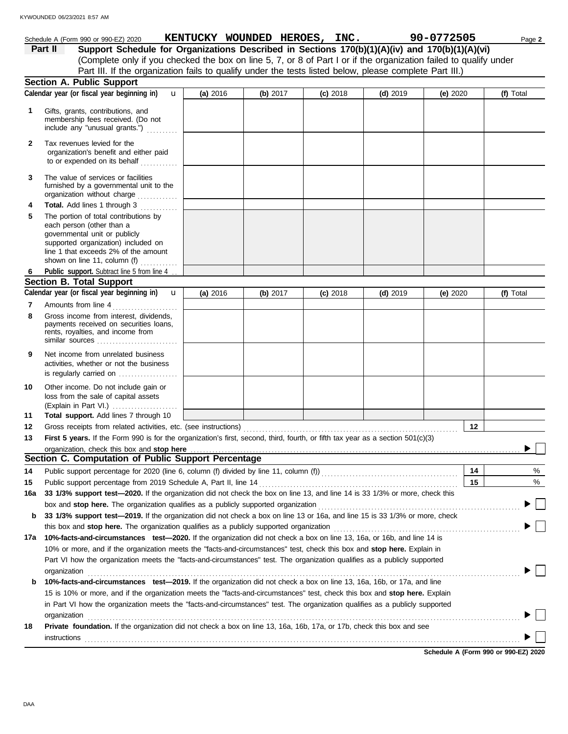Schedule A (Form 990 or 990-EZ) 2020 **KENTUCKY WOUNDED HEROES, INC.** **90-0772505** Page **2**

## Part II Support Schedule for Organizations Described in Sections 170(b)(1)(A)(iv) and 170(b)(1)(A)(vi)

(Complete only if you checked the box on line 5, 7, or 8 of Part I or if the organization failed to qualify under Part III. If the organization fails to qualify under the tests listed below, please complete Part III.)

### Section A. Public Support

| Calendar year (or fiscal year beginning in) | (a) 2016 | (b) 2017 | (c) 2018 | (d) 2019 | (e) 2020 | (f) Total |
|---|---|---|---|---|---|---|
| **1** Gifts, grants, contributions, and membership fees received. (Do not include any "unusual grants.") | | | | | | |
| **2** Tax revenues levied for the organization's benefit and either paid to or expended on its behalf | | | | | | |
| **3** The value of services or facilities furnished by a governmental unit to the organization without charge | | | | | | |
| **4** **Total.** Add lines 1 through 3 | | | | | | |
| **5** The portion of total contributions by each person (other than a governmental unit or publicly supported organization) included on line 1 that exceeds 2% of the amount shown on line 11, column (f) | | | | | | |
| **6** **Public support.** Subtract line 5 from line 4 | | | | | | |

### Section B. Total Support

| Calendar year (or fiscal year beginning in) | (a) 2016 | (b) 2017 | (c) 2018 | (d) 2019 | (e) 2020 | (f) Total |
|---|---|---|---|---|---|---|
| **7** Amounts from line 4 | | | | | | |
| **8** Gross income from interest, dividends, payments received on securities loans, rents, royalties, and income from similar sources | | | | | | |
| **9** Net income from unrelated business activities, whether or not the business is regularly carried on | | | | | | |
| **10** Other income. Do not include gain or loss from the sale of capital assets (Explain in Part VI.) | | | | | | |
| **11** **Total support.** Add lines 7 through 10 | | | | | | |

**12** Gross receipts from related activities, etc. (see instructions) **12**

**13** **First 5 years.** If the Form 990 is for the organization's first, second, third, fourth, or fifth tax year as a section 501(c)(3) organization, check this box and **stop here** ☐

### Section C. Computation of Public Support Percentage

**14** Public support percentage for 2020 (line 6, column (f) divided by line 11, column (f)) **14** %

**15** Public support percentage from 2019 Schedule A, Part II, line 14 **15** %

**16a** **33 1/3% support test—2020.** If the organization did not check the box on line 13, and line 14 is 33 1/3% or more, check this box and **stop here.** The organization qualifies as a publicly supported organization ☐

**b** **33 1/3% support test—2019.** If the organization did not check a box on line 13 or 16a, and line 15 is 33 1/3% or more, check this box and **stop here.** The organization qualifies as a publicly supported organization ☐

**17a** **10%-facts-and-circumstances test—2020.** If the organization did not check a box on line 13, 16a, or 16b, and line 14 is 10% or more, and if the organization meets the "facts-and-circumstances" test, check this box and **stop here.** Explain in Part VI how the organization meets the "facts-and-circumstances" test. The organization qualifies as a publicly supported organization ☐

**b** **10%-facts-and-circumstances test—2019.** If the organization did not check a box on line 13, 16a, 16b, or 17a, and line 15 is 10% or more, and if the organization meets the "facts-and-circumstances" test, check this box and **stop here.** Explain in Part VI how the organization meets the "facts-and-circumstances" test. The organization qualifies as a publicly supported organization ☐

**18** **Private foundation.** If the organization did not check a box on line 13, 16a, 16b, 17a, or 17b, check this box and see instructions ☐

**Schedule A (Form 990 or 990-EZ) 2020**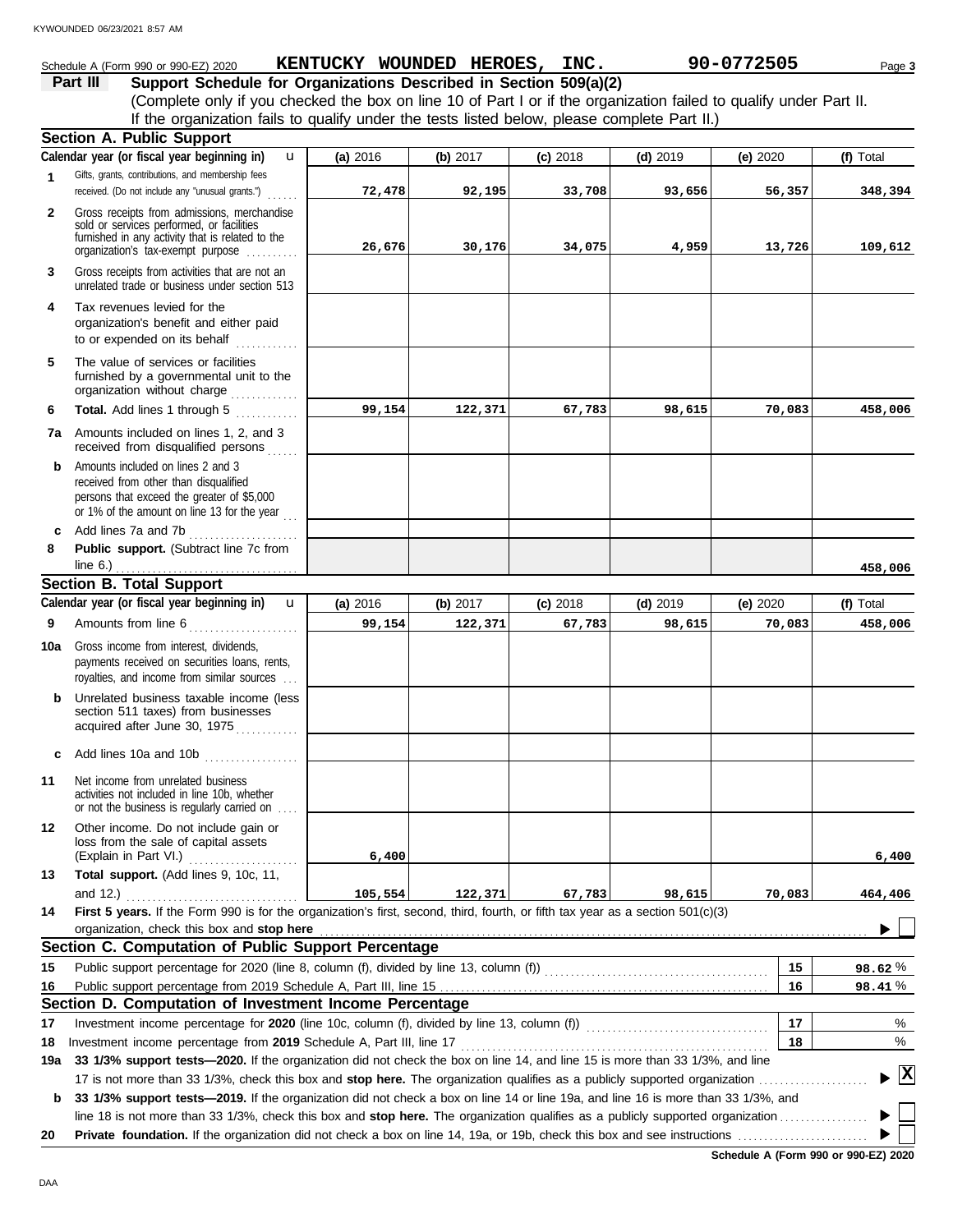Schedule A (Form 990 or 990-EZ) 2020 **KENTUCKY WOUNDED HEROES, INC.** **90-0772505**

## Part III Support Schedule for Organizations Described in Section 509(a)(2)

(Complete only if you checked the box on line 10 of Part I or if the organization failed to qualify under Part II. If the organization fails to qualify under the tests listed below, please complete Part II.)

### Section A. Public Support

| Calendar year (or fiscal year beginning in) | (a) 2016 | (b) 2017 | (c) 2018 | (d) 2019 | (e) 2020 | (f) Total |
|---|---|---|---|---|---|---|
| **1** Gifts, grants, contributions, and membership fees received. (Do not include any "unusual grants.") | 72,478 | 92,195 | 33,708 | 93,656 | 56,357 | 348,394 |
| **2** Gross receipts from admissions, merchandise sold or services performed, or facilities furnished in any activity that is related to the organization's tax-exempt purpose | 26,676 | 30,176 | 34,075 | 4,959 | 13,726 | 109,612 |
| **3** Gross receipts from activities that are not an unrelated trade or business under section 513 | | | | | | |
| **4** Tax revenues levied for the organization's benefit and either paid to or expended on its behalf | | | | | | |
| **5** The value of services or facilities furnished by a governmental unit to the organization without charge | | | | | | |
| **6** **Total.** Add lines 1 through 5 | 99,154 | 122,371 | 67,783 | 98,615 | 70,083 | 458,006 |
| **7a** Amounts included on lines 1, 2, and 3 received from disqualified persons | | | | | | |
| **b** Amounts included on lines 2 and 3 received from other than disqualified persons that exceed the greater of \$5,000 or 1% of the amount on line 13 for the year | | | | | | |
| **c** Add lines 7a and 7b | | | | | | |
| **8** **Public support.** (Subtract line 7c from line 6.) | | | | | | 458,006 |

### Section B. Total Support

| Calendar year (or fiscal year beginning in) | (a) 2016 | (b) 2017 | (c) 2018 | (d) 2019 | (e) 2020 | (f) Total |
|---|---|---|---|---|---|---|
| **9** Amounts from line 6 | 99,154 | 122,371 | 67,783 | 98,615 | 70,083 | 458,006 |
| **10a** Gross income from interest, dividends, payments received on securities loans, rents, royalties, and income from similar sources | | | | | | |
| **b** Unrelated business taxable income (less section 511 taxes) from businesses acquired after June 30, 1975 | | | | | | |
| **c** Add lines 10a and 10b | | | | | | |
| **11** Net income from unrelated business activities not included in line 10b, whether or not the business is regularly carried on | | | | | | |
| **12** Other income. Do not include gain or loss from the sale of capital assets (Explain in Part VI.) | 6,400 | | | | | 6,400 |
| **13** **Total support.** (Add lines 9, 10c, 11, and 12.) | 105,554 | 122,371 | 67,783 | 98,615 | 70,083 | 464,406 |

**14** **First 5 years.** If the Form 990 is for the organization's first, second, third, fourth, or fifth tax year as a section 501(c)(3) organization, check this box and **stop here** ☐

### Section C. Computation of Public Support Percentage

| | | | |
|---|---|---|---|
| **15** | Public support percentage for 2020 (line 8, column (f), divided by line 13, column (f)) | 15 | 98.62 % |
| **16** | Public support percentage from 2019 Schedule A, Part III, line 15 | 16 | 98.41 % |

### Section D. Computation of Investment Income Percentage

| | | | |
|---|---|---|---|
| **17** | Investment income percentage for **2020** (line 10c, column (f), divided by line 13, column (f)) | 17 | % |
| **18** | Investment income percentage from **2019** Schedule A, Part III, line 17 | 18 | % |

**19a** **33 1/3% support tests—2020.** If the organization did not check the box on line 14, and line 15 is more than 33 1/3%, and line 17 is not more than 33 1/3%, check this box and **stop here.** The organization qualifies as a publicly supported organization ☒

**b** **33 1/3% support tests—2019.** If the organization did not check a box on line 14 or line 19a, and line 16 is more than 33 1/3%, and line 18 is not more than 33 1/3%, check this box and **stop here.** The organization qualifies as a publicly supported organization ☐

**20** **Private foundation.** If the organization did not check a box on line 14, 19a, or 19b, check this box and see instructions ☐

**Schedule A (Form 990 or 990-EZ) 2020**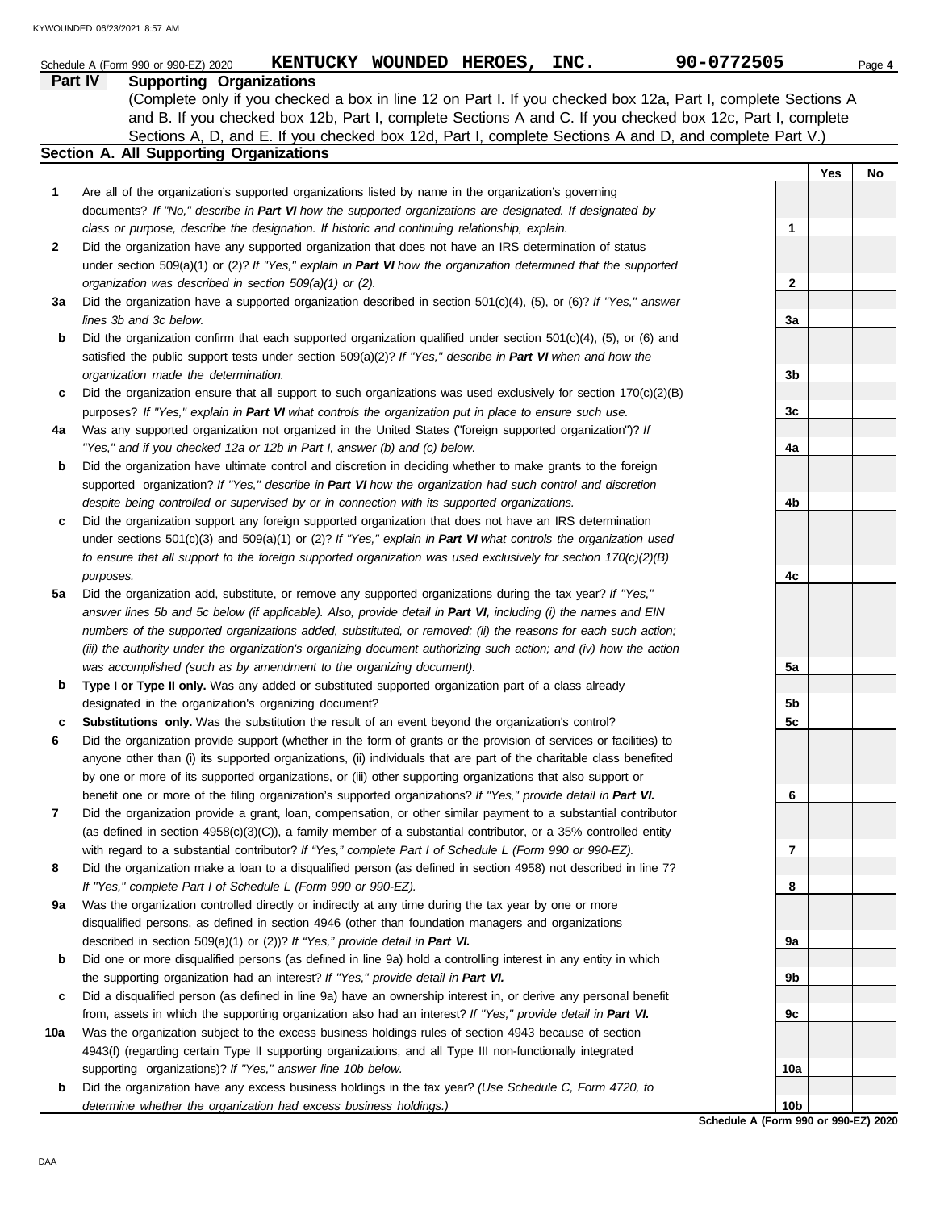Schedule A (Form 990 or 990-EZ) 2020 **KENTUCKY WOUNDED HEROES, INC.** **90-0772505**

## Part IV Supporting Organizations

(Complete only if you checked a box in line 12 on Part I. If you checked box 12a, Part I, complete Sections A and B. If you checked box 12b, Part I, complete Sections A and C. If you checked box 12c, Part I, complete Sections A, D, and E. If you checked box 12d, Part I, complete Sections A and D, and complete Part V.)

### Section A. All Supporting Organizations

| | | | Yes | No |
|---|---|---|---|---|
| **1** | Are all of the organization's supported organizations listed by name in the organization's governing documents? *If "No," describe in **Part VI** how the supported organizations are designated. If designated by class or purpose, describe the designation. If historic and continuing relationship, explain.* | 1 | | |
| **2** | Did the organization have any supported organization that does not have an IRS determination of status under section 509(a)(1) or (2)? *If "Yes," explain in **Part VI** how the organization determined that the supported organization was described in section 509(a)(1) or (2).* | 2 | | |
| **3a** | Did the organization have a supported organization described in section 501(c)(4), (5), or (6)? *If "Yes," answer lines 3b and 3c below.* | 3a | | |
| **b** | Did the organization confirm that each supported organization qualified under section 501(c)(4), (5), or (6) and satisfied the public support tests under section 509(a)(2)? *If "Yes," describe in **Part VI** when and how the organization made the determination.* | 3b | | |
| **c** | Did the organization ensure that all support to such organizations was used exclusively for section 170(c)(2)(B) purposes? *If "Yes," explain in **Part VI** what controls the organization put in place to ensure such use.* | 3c | | |
| **4a** | Was any supported organization not organized in the United States ("foreign supported organization")? *If "Yes," and if you checked 12a or 12b in Part I, answer (b) and (c) below.* | 4a | | |
| **b** | Did the organization have ultimate control and discretion in deciding whether to make grants to the foreign supported organization? *If "Yes," describe in **Part VI** how the organization had such control and discretion despite being controlled or supervised by or in connection with its supported organizations.* | 4b | | |
| **c** | Did the organization support any foreign supported organization that does not have an IRS determination under sections 501(c)(3) and 509(a)(1) or (2)? *If "Yes," explain in **Part VI** what controls the organization used to ensure that all support to the foreign supported organization was used exclusively for section 170(c)(2)(B) purposes.* | 4c | | |
| **5a** | Did the organization add, substitute, or remove any supported organizations during the tax year? *If "Yes," answer lines 5b and 5c below (if applicable). Also, provide detail in **Part VI,** including (i) the names and EIN numbers of the supported organizations added, substituted, or removed; (ii) the reasons for each such action; (iii) the authority under the organization's organizing document authorizing such action; and (iv) how the action was accomplished (such as by amendment to the organizing document).* | 5a | | |
| **b** | **Type I or Type II only.** Was any added or substituted supported organization part of a class already designated in the organization's organizing document? | 5b | | |
| **c** | **Substitutions only.** Was the substitution the result of an event beyond the organization's control? | 5c | | |
| **6** | Did the organization provide support (whether in the form of grants or the provision of services or facilities) to anyone other than (i) its supported organizations, (ii) individuals that are part of the charitable class benefited by one or more of its supported organizations, or (iii) other supporting organizations that also support or benefit one or more of the filing organization's supported organizations? *If "Yes," provide detail in **Part VI.*** | 6 | | |
| **7** | Did the organization provide a grant, loan, compensation, or other similar payment to a substantial contributor (as defined in section 4958(c)(3)(C)), a family member of a substantial contributor, or a 35% controlled entity with regard to a substantial contributor? *If "Yes," complete Part I of Schedule L (Form 990 or 990-EZ).* | 7 | | |
| **8** | Did the organization make a loan to a disqualified person (as defined in section 4958) not described in line 7? *If "Yes," complete Part I of Schedule L (Form 990 or 990-EZ).* | 8 | | |
| **9a** | Was the organization controlled directly or indirectly at any time during the tax year by one or more disqualified persons, as defined in section 4946 (other than foundation managers and organizations described in section 509(a)(1) or (2))? *If "Yes," provide detail in **Part VI.*** | 9a | | |
| **b** | Did one or more disqualified persons (as defined in line 9a) hold a controlling interest in any entity in which the supporting organization had an interest? *If "Yes," provide detail in **Part VI.*** | 9b | | |
| **c** | Did a disqualified person (as defined in line 9a) have an ownership interest in, or derive any personal benefit from, assets in which the supporting organization also had an interest? *If "Yes," provide detail in **Part VI.*** | 9c | | |
| **10a** | Was the organization subject to the excess business holdings rules of section 4943 because of section 4943(f) (regarding certain Type II supporting organizations, and all Type III non-functionally integrated supporting organizations)? *If "Yes," answer line 10b below.* | 10a | | |
| **b** | Did the organization have any excess business holdings in the tax year? *(Use Schedule C, Form 4720, to determine whether the organization had excess business holdings.)* | 10b | | |

**Schedule A (Form 990 or 990-EZ) 2020**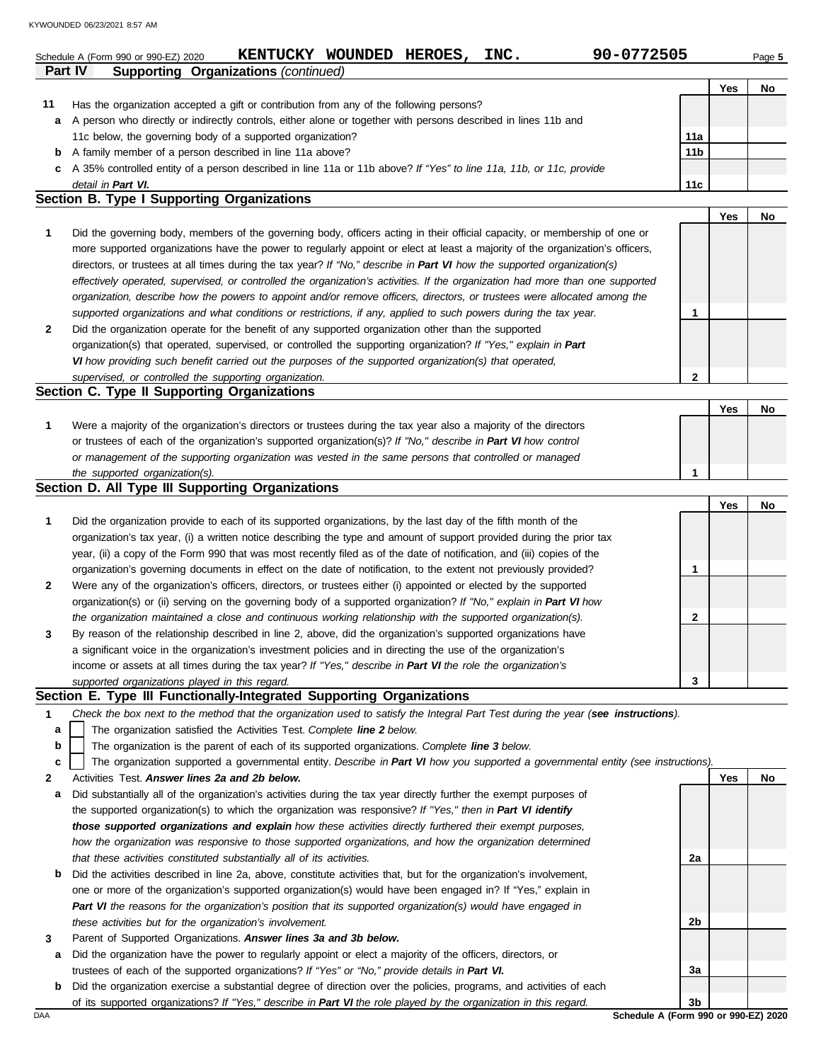Schedule A (Form 990 or 990-EZ) 2020 **KENTUCKY WOUNDED HEROES, INC.** **90-0772505**

## Part IV Supporting Organizations *(continued)*

| | | | Yes | No |
|---|---|---|---|---|
| **11** | Has the organization accepted a gift or contribution from any of the following persons? | | | |
| **a** | A person who directly or indirectly controls, either alone or together with persons described in lines 11b and 11c below, the governing body of a supported organization? | **11a** | | |
| **b** | A family member of a person described in line 11a above? | **11b** | | |
| **c** | A 35% controlled entity of a person described in line 11a or 11b above? *If "Yes" to line 11a, 11b, or 11c, provide detail in **Part VI.*** | **11c** | | |

### Section B. Type I Supporting Organizations

| | | | Yes | No |
|---|---|---|---|---|
| **1** | Did the governing body, members of the governing body, officers acting in their official capacity, or membership of one or more supported organizations have the power to regularly appoint or elect at least a majority of the organization's officers, directors, or trustees at all times during the tax year? *If "No," describe in **Part VI** how the supported organization(s) effectively operated, supervised, or controlled the organization's activities. If the organization had more than one supported organization, describe how the powers to appoint and/or remove officers, directors, or trustees were allocated among the supported organizations and what conditions or restrictions, if any, applied to such powers during the tax year.* | **1** | | |
| **2** | Did the organization operate for the benefit of any supported organization other than the supported organization(s) that operated, supervised, or controlled the supporting organization? *If "Yes," explain in **Part VI** how providing such benefit carried out the purposes of the supported organization(s) that operated, supervised, or controlled the supporting organization.* | **2** | | |

### Section C. Type II Supporting Organizations

| | | | Yes | No |
|---|---|---|---|---|
| **1** | Were a majority of the organization's directors or trustees during the tax year also a majority of the directors or trustees of each of the organization's supported organization(s)? *If "No," describe in **Part VI** how control or management of the supporting organization was vested in the same persons that controlled or managed the supported organization(s).* | **1** | | |

### Section D. All Type III Supporting Organizations

| | | | Yes | No |
|---|---|---|---|---|
| **1** | Did the organization provide to each of its supported organizations, by the last day of the fifth month of the organization's tax year, (i) a written notice describing the type and amount of support provided during the prior tax year, (ii) a copy of the Form 990 that was most recently filed as of the date of notification, and (iii) copies of the organization's governing documents in effect on the date of notification, to the extent not previously provided? | **1** | | |
| **2** | Were any of the organization's officers, directors, or trustees either (i) appointed or elected by the supported organization(s) or (ii) serving on the governing body of a supported organization? *If "No," explain in **Part VI** how the organization maintained a close and continuous working relationship with the supported organization(s).* | **2** | | |
| **3** | By reason of the relationship described in line 2, above, did the organization's supported organizations have a significant voice in the organization's investment policies and in directing the use of the organization's income or assets at all times during the tax year? *If "Yes," describe in **Part VI** the role the organization's supported organizations played in this regard.* | **3** | | |

### Section E. Type III Functionally-Integrated Supporting Organizations

**1** *Check the box next to the method that the organization used to satisfy the Integral Part Test during the year (**see instructions**).*

- **a** ☐ The organization satisfied the Activities Test. *Complete **line 2** below.*
- **b** ☐ The organization is the parent of each of its supported organizations. *Complete **line 3** below.*
- **c** ☐ The organization supported a governmental entity. *Describe in **Part VI** how you supported a governmental entity (see instructions).*

| | | | Yes | No |
|---|---|---|---|---|
| **2** | Activities Test. ***Answer lines 2a and 2b below.*** | | | |
| **a** | Did substantially all of the organization's activities during the tax year directly further the exempt purposes of the supported organization(s) to which the organization was responsive? *If "Yes," then in **Part VI identify those supported organizations and explain** how these activities directly furthered their exempt purposes, how the organization was responsive to those supported organizations, and how the organization determined that these activities constituted substantially all of its activities.* | **2a** | | |
| **b** | Did the activities described in line 2a, above, constitute activities that, but for the organization's involvement, one or more of the organization's supported organization(s) would have been engaged in? If "Yes," explain in ***Part VI*** *the reasons for the organization's position that its supported organization(s) would have engaged in these activities but for the organization's involvement.* | **2b** | | |
| **3** | Parent of Supported Organizations. ***Answer lines 3a and 3b below.*** | | | |
| **a** | Did the organization have the power to regularly appoint or elect a majority of the officers, directors, or trustees of each of the supported organizations? *If "Yes" or "No," provide details in **Part VI.*** | **3a** | | |
| **b** | Did the organization exercise a substantial degree of direction over the policies, programs, and activities of each of its supported organizations? *If "Yes," describe in **Part VI** the role played by the organization in this regard.* | **3b** | | |

**Schedule A (Form 990 or 990-EZ) 2020**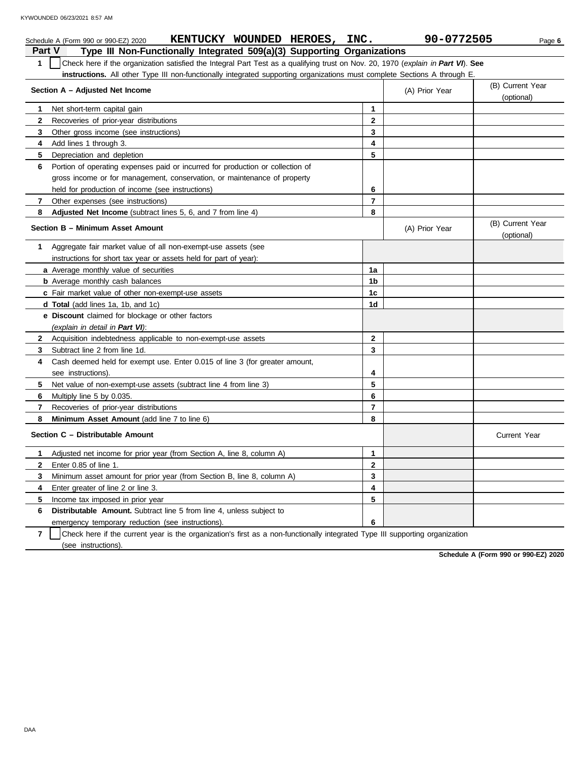Schedule A (Form 990 or 990-EZ) 2020 **KENTUCKY WOUNDED HEROES, INC.** **90-0772505**

## Part V Type III Non-Functionally Integrated 509(a)(3) Supporting Organizations

**1** ☐ Check here if the organization satisfied the Integral Part Test as a qualifying trust on Nov. 20, 1970 (*explain in **Part VI***). **See instructions.** All other Type III non-functionally integrated supporting organizations must complete Sections A through E.

| Section A – Adjusted Net Income | | (A) Prior Year | (B) Current Year (optional) |
|---|---|---|---|
| **1** Net short-term capital gain | 1 | | |
| **2** Recoveries of prior-year distributions | 2 | | |
| **3** Other gross income (see instructions) | 3 | | |
| **4** Add lines 1 through 3. | 4 | | |
| **5** Depreciation and depletion | 5 | | |
| **6** Portion of operating expenses paid or incurred for production or collection of gross income or for management, conservation, or maintenance of property held for production of income (see instructions) | 6 | | |
| **7** Other expenses (see instructions) | 7 | | |
| **8** **Adjusted Net Income** (subtract lines 5, 6, and 7 from line 4) | 8 | | |

| Section B – Minimum Asset Amount | | (A) Prior Year | (B) Current Year (optional) |
|---|---|---|---|
| **1** Aggregate fair market value of all non-exempt-use assets (see instructions for short tax year or assets held for part of year): | | | |
| **a** Average monthly value of securities | 1a | | |
| **b** Average monthly cash balances | 1b | | |
| **c** Fair market value of other non-exempt-use assets | 1c | | |
| **d** **Total** (add lines 1a, 1b, and 1c) | 1d | | |
| **e** **Discount** claimed for blockage or other factors (*explain in detail in **Part VI***): | | | |
| **2** Acquisition indebtedness applicable to non-exempt-use assets | 2 | | |
| **3** Subtract line 2 from line 1d. | 3 | | |
| **4** Cash deemed held for exempt use. Enter 0.015 of line 3 (for greater amount, see instructions). | 4 | | |
| **5** Net value of non-exempt-use assets (subtract line 4 from line 3) | 5 | | |
| **6** Multiply line 5 by 0.035. | 6 | | |
| **7** Recoveries of prior-year distributions | 7 | | |
| **8** **Minimum Asset Amount** (add line 7 to line 6) | 8 | | |

| Section C – Distributable Amount | | | Current Year |
|---|---|---|---|
| **1** Adjusted net income for prior year (from Section A, line 8, column A) | 1 | | |
| **2** Enter 0.85 of line 1. | 2 | | |
| **3** Minimum asset amount for prior year (from Section B, line 8, column A) | 3 | | |
| **4** Enter greater of line 2 or line 3. | 4 | | |
| **5** Income tax imposed in prior year | 5 | | |
| **6** **Distributable Amount.** Subtract line 5 from line 4, unless subject to emergency temporary reduction (see instructions). | 6 | | |

**7** ☐ Check here if the current year is the organization's first as a non-functionally integrated Type III supporting organization (see instructions).

**Schedule A (Form 990 or 990-EZ) 2020**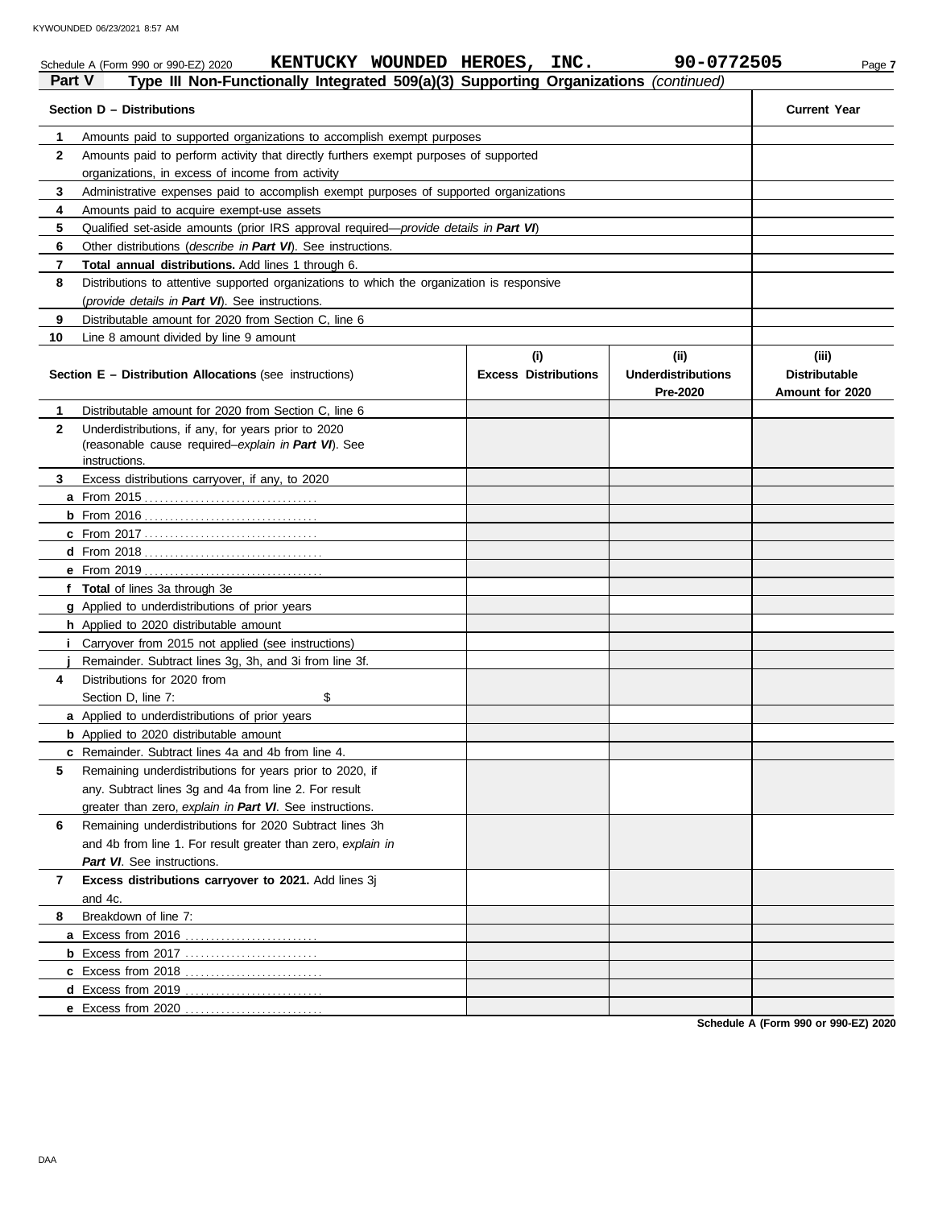Schedule A (Form 990 or 990-EZ) 2020 **KENTUCKY WOUNDED HEROES, INC.** **90-0772505**

## Part V Type III Non-Functionally Integrated 509(a)(3) Supporting Organizations *(continued)*

| | **Section D – Distributions** | **Current Year** |
|---|---|---|
| **1** | Amounts paid to supported organizations to accomplish exempt purposes | |
| **2** | Amounts paid to perform activity that directly furthers exempt purposes of supported organizations, in excess of income from activity | |
| **3** | Administrative expenses paid to accomplish exempt purposes of supported organizations | |
| **4** | Amounts paid to acquire exempt-use assets | |
| **5** | Qualified set-aside amounts (prior IRS approval required—*provide details in **Part VI***) | |
| **6** | Other distributions (*describe in **Part VI***). See instructions. | |
| **7** | **Total annual distributions.** Add lines 1 through 6. | |
| **8** | Distributions to attentive supported organizations to which the organization is responsive (*provide details in **Part VI***). See instructions. | |
| **9** | Distributable amount for 2020 from Section C, line 6 | |
| **10** | Line 8 amount divided by line 9 amount | |

| | **Section E – Distribution Allocations** (see instructions) | **(i) Excess Distributions** | **(ii) Underdistributions Pre-2020** | **(iii) Distributable Amount for 2020** |
|---|---|---|---|---|
| **1** | Distributable amount for 2020 from Section C, line 6 | | | |
| **2** | Underdistributions, if any, for years prior to 2020 (reasonable cause required–*explain in **Part VI***). See instructions. | | | |
| **3** | Excess distributions carryover, if any, to 2020 | | | |
| **a** | From 2015 | | | |
| **b** | From 2016 | | | |
| **c** | From 2017 | | | |
| **d** | From 2018 | | | |
| **e** | From 2019 | | | |
| **f** | **Total** of lines 3a through 3e | | | |
| **g** | Applied to underdistributions of prior years | | | |
| **h** | Applied to 2020 distributable amount | | | |
| **i** | Carryover from 2015 not applied (see instructions) | | | |
| **j** | Remainder. Subtract lines 3g, 3h, and 3i from line 3f. | | | |
| **4** | Distributions for 2020 from Section D, line 7: $ | | | |
| **a** | Applied to underdistributions of prior years | | | |
| **b** | Applied to 2020 distributable amount | | | |
| **c** | Remainder. Subtract lines 4a and 4b from line 4. | | | |
| **5** | Remaining underdistributions for years prior to 2020, if any. Subtract lines 3g and 4a from line 2. For result greater than zero, *explain in **Part VI***. See instructions. | | | |
| **6** | Remaining underdistributions for 2020 Subtract lines 3h and 4b from line 1. For result greater than zero, *explain in **Part VI***. See instructions. | | | |
| **7** | **Excess distributions carryover to 2021.** Add lines 3j and 4c. | | | |
| **8** | Breakdown of line 7: | | | |
| **a** | Excess from 2016 | | | |
| **b** | Excess from 2017 | | | |
| **c** | Excess from 2018 | | | |
| **d** | Excess from 2019 | | | |
| **e** | Excess from 2020 | | | |

**Schedule A (Form 990 or 990-EZ) 2020**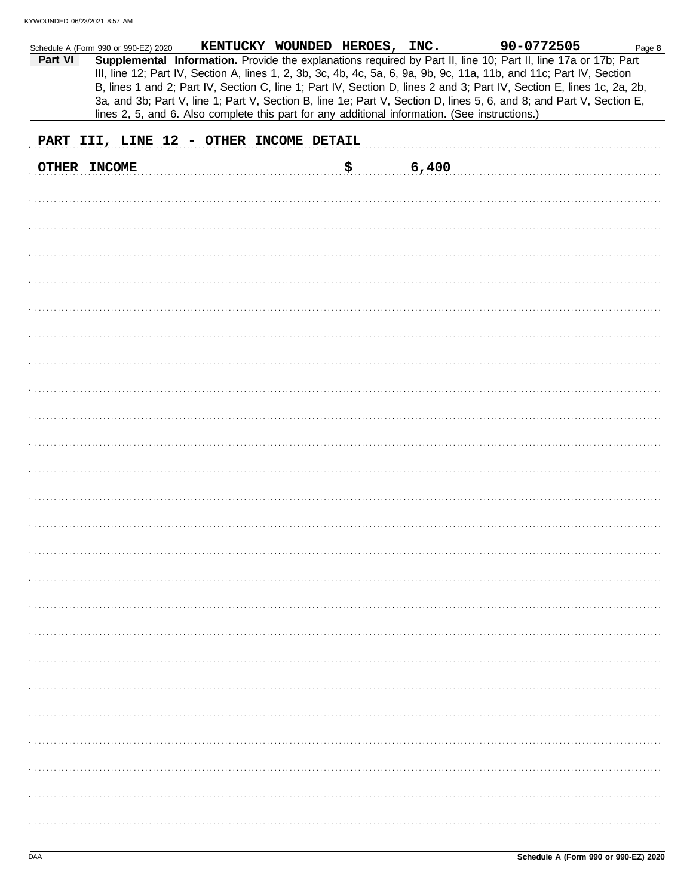Schedule A (Form 990 or 990-EZ) 2020 KENTUCKY WOUNDED HEROES, INC. 90-0772505

**Part VI** **Supplemental Information.** Provide the explanations required by Part II, line 10; Part II, line 17a or 17b; Part III, line 12; Part IV, Section A, lines 1, 2, 3b, 3c, 4b, 4c, 5a, 6, 9a, 9b, 9c, 11a, 11b, and 11c; Part IV, Section B, lines 1 and 2; Part IV, Section C, line 1; Part IV, Section D, lines 2 and 3; Part IV, Section E, lines 1c, 2a, 2b, 3a, and 3b; Part V, line 1; Part V, Section B, line 1e; Part V, Section D, lines 5, 6, and 8; and Part V, Section E, lines 2, 5, and 6. Also complete this part for any additional information. (See instructions.)

PART III, LINE 12 - OTHER INCOME DETAIL

OTHER INCOME $ 6,400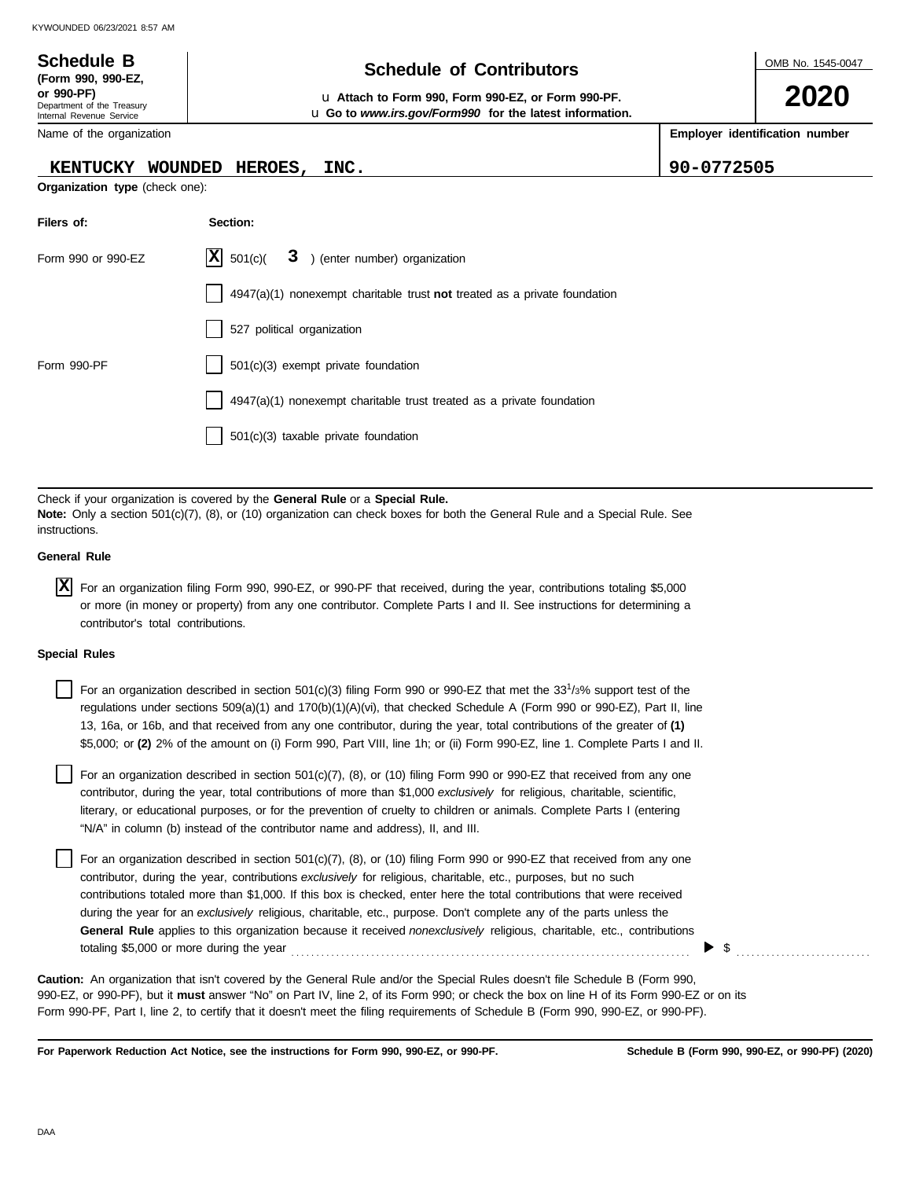# Schedule B (Form 990, 990-EZ, or 990-PF)

Department of the Treasury
Internal Revenue Service

## Schedule of Contributors

u **Attach to Form 990, Form 990-EZ, or Form 990-PF.**
u **Go to *www.irs.gov/Form990* for the latest information.**

OMB No. 1545-0047

**2020**

| Name of the organization | Employer identification number |
|---|---|
| KENTUCKY WOUNDED HEROES, INC. | 90-0772505 |

**Organization type** (check one):

| Filers of: | Section: |
|---|---|
| Form 990 or 990-EZ | [X] 501(c)( 3 ) (enter number) organization |
| | [ ] 4947(a)(1) nonexempt charitable trust **not** treated as a private foundation |
| | [ ] 527 political organization |
| Form 990-PF | [ ] 501(c)(3) exempt private foundation |
| | [ ] 4947(a)(1) nonexempt charitable trust treated as a private foundation |
| | [ ] 501(c)(3) taxable private foundation |

Check if your organization is covered by the **General Rule** or a **Special Rule.**

**Note:** Only a section 501(c)(7), (8), or (10) organization can check boxes for both the General Rule and a Special Rule. See instructions.

**General Rule**

[X] For an organization filing Form 990, 990-EZ, or 990-PF that received, during the year, contributions totaling $5,000 or more (in money or property) from any one contributor. Complete Parts I and II. See instructions for determining a contributor's total contributions.

**Special Rules**

[ ] For an organization described in section 501(c)(3) filing Form 990 or 990-EZ that met the 33[1]/3% support test of the regulations under sections 509(a)(1) and 170(b)(1)(A)(vi), that checked Schedule A (Form 990 or 990-EZ), Part II, line 13, 16a, or 16b, and that received from any one contributor, during the year, total contributions of the greater of **(1)** $5,000; or **(2)** 2% of the amount on (i) Form 990, Part VIII, line 1h; or (ii) Form 990-EZ, line 1. Complete Parts I and II.

[ ] For an organization described in section 501(c)(7), (8), or (10) filing Form 990 or 990-EZ that received from any one contributor, during the year, total contributions of more than $1,000 *exclusively* for religious, charitable, scientific, literary, or educational purposes, or for the prevention of cruelty to children or animals. Complete Parts I (entering "N/A" in column (b) instead of the contributor name and address), II, and III.

[ ] For an organization described in section 501(c)(7), (8), or (10) filing Form 990 or 990-EZ that received from any one contributor, during the year, contributions *exclusively* for religious, charitable, etc., purposes, but no such contributions totaled more than $1,000. If this box is checked, enter here the total contributions that were received during the year for an *exclusively* religious, charitable, etc., purpose. Don't complete any of the parts unless the **General Rule** applies to this organization because it received *nonexclusively* religious, charitable, etc., contributions totaling $5,000 or more during the year ........ ▶ $ ..........

**Caution:** An organization that isn't covered by the General Rule and/or the Special Rules doesn't file Schedule B (Form 990, 990-EZ, or 990-PF), but it **must** answer "No" on Part IV, line 2, of its Form 990; or check the box on line H of its Form 990-EZ or on its Form 990-PF, Part I, line 2, to certify that it doesn't meet the filing requirements of Schedule B (Form 990, 990-EZ, or 990-PF).

**For Paperwork Reduction Act Notice, see the instructions for Form 990, 990-EZ, or 990-PF.** **Schedule B (Form 990, 990-EZ, or 990-PF) (2020)**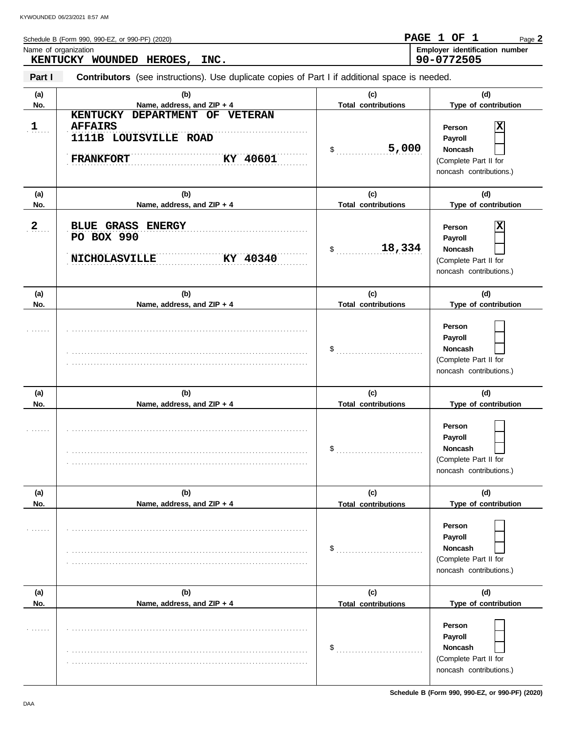Schedule B (Form 990, 990-EZ, or 990-PF) (2020)

Name of organization: **KENTUCKY WOUNDED HEROES, INC.**

Employer identification number: **90-0772505**

**Part I** **Contributors** (see instructions). Use duplicate copies of Part I if additional space is needed.

| (a) No. | (b) Name, address, and ZIP + 4 | (c) Total contributions | (d) Type of contribution |
|---|---|---|---|
| 1 | KENTUCKY DEPARTMENT OF VETERAN AFFAIRS<br>1111B LOUISVILLE ROAD<br>FRANKFORT KY 40601 | $ 5,000 | Person [X]<br>Payroll [ ]<br>Noncash [ ]<br>(Complete Part II for noncash contributions.) |
| 2 | BLUE GRASS ENERGY<br>PO BOX 990<br>NICHOLASVILLE KY 40340 | $ 18,334 | Person [X]<br>Payroll [ ]<br>Noncash [ ]<br>(Complete Part II for noncash contributions.) |
| | | $ | Person [ ]<br>Payroll [ ]<br>Noncash [ ]<br>(Complete Part II for noncash contributions.) |
| | | $ | Person [ ]<br>Payroll [ ]<br>Noncash [ ]<br>(Complete Part II for noncash contributions.) |
| | | $ | Person [ ]<br>Payroll [ ]<br>Noncash [ ]<br>(Complete Part II for noncash contributions.) |
| | | $ | Person [ ]<br>Payroll [ ]<br>Noncash [ ]<br>(Complete Part II for noncash contributions.) |

Schedule B (Form 990, 990-EZ, or 990-PF) (2020)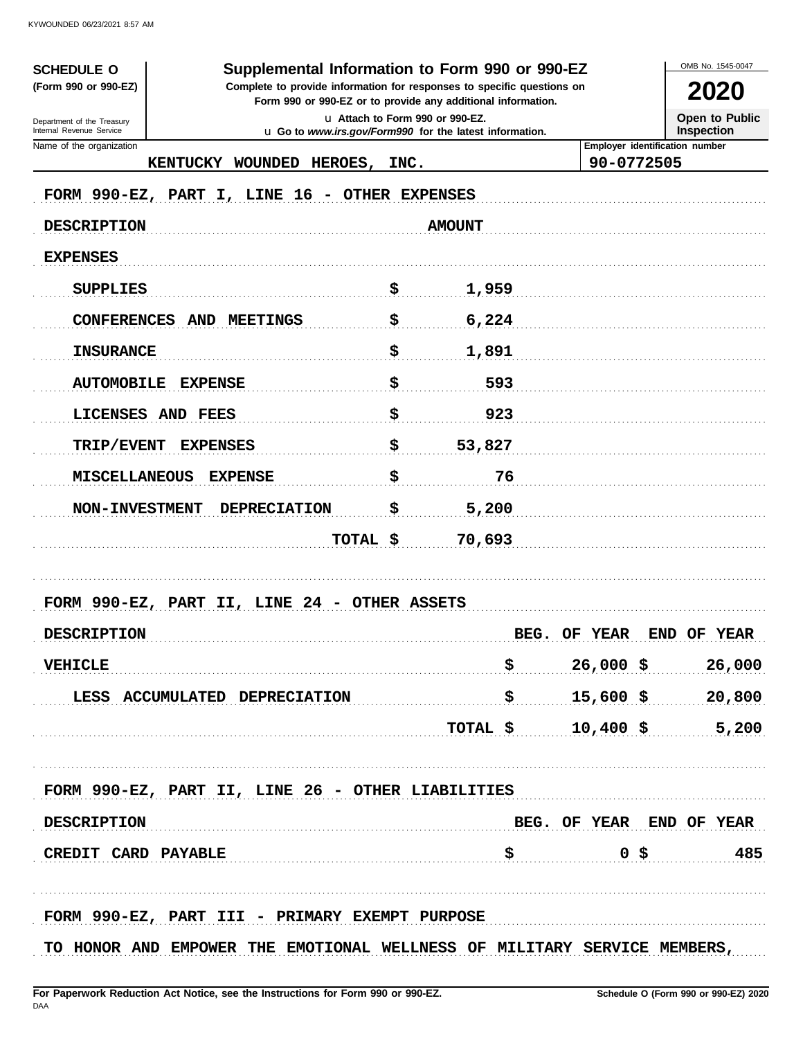**SCHEDULE O** (Form 990 or 990-EZ)

Department of the Treasury
Internal Revenue Service

# Supplemental Information to Form 990 or 990-EZ

**Complete to provide information for responses to specific questions on Form 990 or 990-EZ or to provide any additional information.**

u Attach to Form 990 or 990-EZ.
u Go to *www.irs.gov/Form990* for the latest information.

OMB No. 1545-0047

**2020**

**Open to Public Inspection**

Name of the organization: KENTUCKY WOUNDED HEROES, INC.

Employer identification number: 90-0772505

FORM 990-EZ, PART I, LINE 16 - OTHER EXPENSES

| DESCRIPTION | AMOUNT |
|---|---|
| EXPENSES | |
| SUPPLIES | $ 1,959 |
| CONFERENCES AND MEETINGS | $ 6,224 |
| INSURANCE | $ 1,891 |
| AUTOMOBILE EXPENSE | $ 593 |
| LICENSES AND FEES | $ 923 |
| TRIP/EVENT EXPENSES | $ 53,827 |
| MISCELLANEOUS EXPENSE | $ 76 |
| NON-INVESTMENT DEPRECIATION | $ 5,200 |
| TOTAL | $ 70,693 |

FORM 990-EZ, PART II, LINE 24 - OTHER ASSETS

| DESCRIPTION | BEG. OF YEAR | END OF YEAR |
|---|---|---|
| VEHICLE | $ 26,000 | $ 26,000 |
| LESS ACCUMULATED DEPRECIATION | $ 15,600 | $ 20,800 |
| TOTAL | $ 10,400 | $ 5,200 |

FORM 990-EZ, PART II, LINE 26 - OTHER LIABILITIES

| DESCRIPTION | BEG. OF YEAR | END OF YEAR |
|---|---|---|
| CREDIT CARD PAYABLE | $ 0 | $ 485 |

FORM 990-EZ, PART III - PRIMARY EXEMPT PURPOSE

TO HONOR AND EMPOWER THE EMOTIONAL WELLNESS OF MILITARY SERVICE MEMBERS,

For Paperwork Reduction Act Notice, see the Instructions for Form 990 or 990-EZ.

Schedule O (Form 990 or 990-EZ) 2020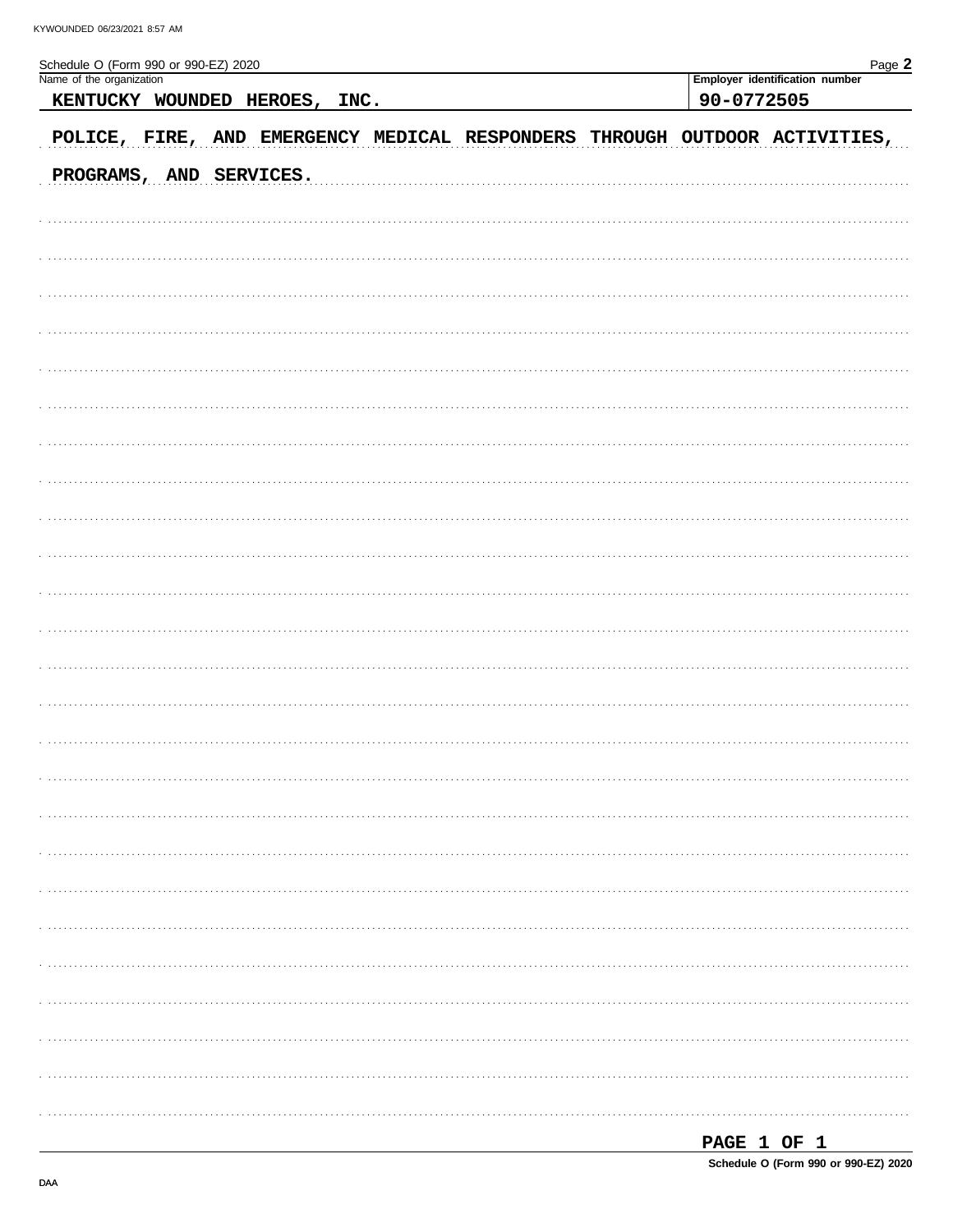Schedule O (Form 990 or 990-EZ) 2020

| Name of the organization | Employer identification number |
| --- | --- |
| KENTUCKY WOUNDED HEROES, INC. | 90-0772505 |

POLICE, FIRE, AND EMERGENCY MEDICAL RESPONDERS THROUGH OUTDOOR ACTIVITIES, PROGRAMS, AND SERVICES.

PAGE 1 OF 1

Schedule O (Form 990 or 990-EZ) 2020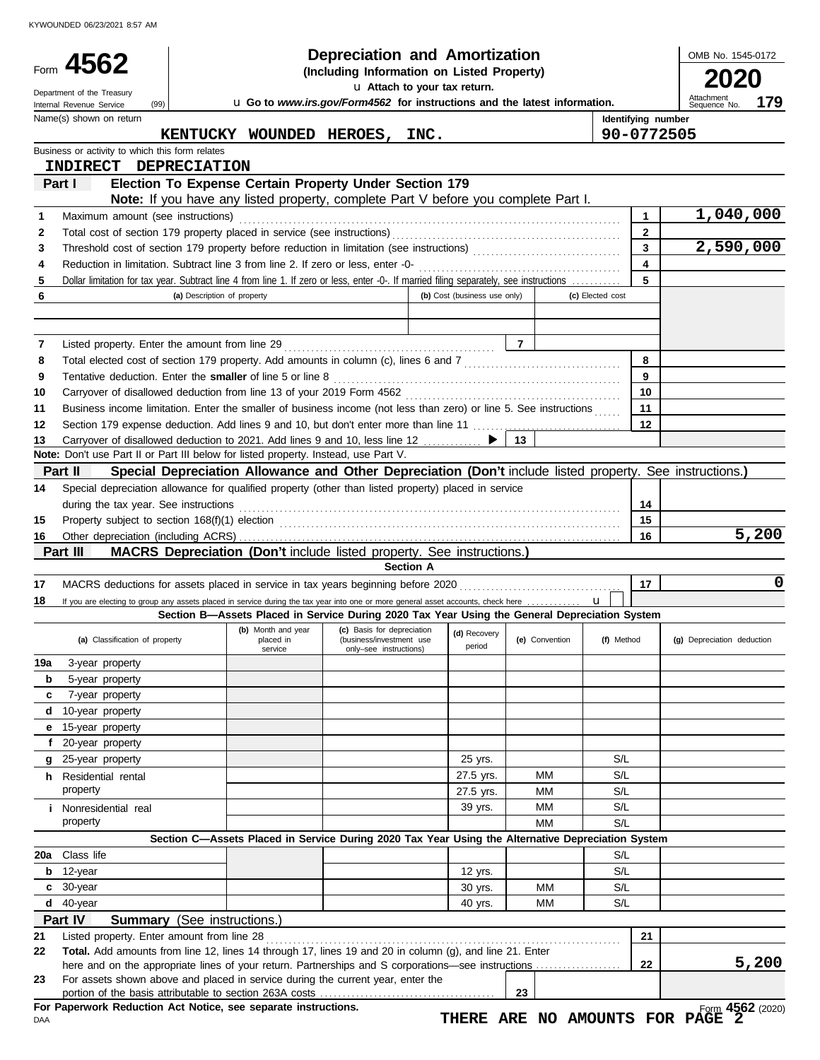KYWOUNDED 06/23/2021 8:57 AM

# Form 4562 — Depreciation and Amortization

**(Including Information on Listed Property)**

Attach to your tax return.

Go to *www.irs.gov/Form4562* for instructions and the latest information.

Department of the Treasury
Internal Revenue Service (99)

OMB No. 1545-0172

**2020**

Attachment Sequence No. **179**

Name(s) shown on return: **KENTUCKY WOUNDED HEROES, INC.**

Identifying number: **90-0772505**

Business or activity to which this form relates: **INDIRECT DEPRECIATION**

## Part I — Election To Expense Certain Property Under Section 179

**Note:** If you have any listed property, complete Part V before you complete Part I.

| | | | |
|---|---|---|---|
| 1 | Maximum amount (see instructions) | 1 | 1,040,000 |
| 2 | Total cost of section 179 property placed in service (see instructions) | 2 | |
| 3 | Threshold cost of section 179 property before reduction in limitation (see instructions) | 3 | 2,590,000 |
| 4 | Reduction in limitation. Subtract line 3 from line 2. If zero or less, enter -0- | 4 | |
| 5 | Dollar limitation for tax year. Subtract line 4 from line 1. If zero or less, enter -0-. If married filing separately, see instructions | 5 | |

| 6 | (a) Description of property | (b) Cost (business use only) | (c) Elected cost |
|---|---|---|---|
| | | | |
| | | | |

| | | | |
|---|---|---|---|
| 7 | Listed property. Enter the amount from line 29 | 7 | |
| 8 | Total elected cost of section 179 property. Add amounts in column (c), lines 6 and 7 | 8 | |
| 9 | Tentative deduction. Enter the **smaller** of line 5 or line 8 | 9 | |
| 10 | Carryover of disallowed deduction from line 13 of your 2019 Form 4562 | 10 | |
| 11 | Business income limitation. Enter the smaller of business income (not less than zero) or line 5. See instructions | 11 | |
| 12 | Section 179 expense deduction. Add lines 9 and 10, but don't enter more than line 11 | 12 | |
| 13 | Carryover of disallowed deduction to 2021. Add lines 9 and 10, less line 12 | 13 | |

**Note:** Don't use Part II or Part III below for listed property. Instead, use Part V.

## Part II — Special Depreciation Allowance and Other Depreciation (Don't include listed property. See instructions.)

| | | | |
|---|---|---|---|
| 14 | Special depreciation allowance for qualified property (other than listed property) placed in service during the tax year. See instructions | 14 | |
| 15 | Property subject to section 168(f)(1) election | 15 | |
| 16 | Other depreciation (including ACRS) | 16 | 5,200 |

## Part III — MACRS Depreciation (Don't include listed property. See instructions.)

### Section A

| | | | |
|---|---|---|---|
| 17 | MACRS deductions for assets placed in service in tax years beginning before 2020 | 17 | 0 |
| 18 | If you are electing to group any assets placed in service during the tax year into one or more general asset accounts, check here | | ☐ |

### Section B—Assets Placed in Service During 2020 Tax Year Using the General Depreciation System

| (a) Classification of property | (b) Month and year placed in service | (c) Basis for depreciation (business/investment use only–see instructions) | (d) Recovery period | (e) Convention | (f) Method | (g) Depreciation deduction |
|---|---|---|---|---|---|---|
| 19a 3-year property | | | | | | |
| b 5-year property | | | | | | |
| c 7-year property | | | | | | |
| d 10-year property | | | | | | |
| e 15-year property | | | | | | |
| f 20-year property | | | | | | |
| g 25-year property | | | 25 yrs. | | S/L | |
| h Residential rental property | | | 27.5 yrs. | MM | S/L | |
| | | | 27.5 yrs. | MM | S/L | |
| i Nonresidential real property | | | 39 yrs. | MM | S/L | |
| | | | | MM | S/L | |

### Section C—Assets Placed in Service During 2020 Tax Year Using the Alternative Depreciation System

| (a) Classification of property | (b) Month and year placed in service | (c) Basis for depreciation | (d) Recovery period | (e) Convention | (f) Method | (g) Depreciation deduction |
|---|---|---|---|---|---|---|
| 20a Class life | | | | | S/L | |
| b 12-year | | | 12 yrs. | | S/L | |
| c 30-year | | | 30 yrs. | MM | S/L | |
| d 40-year | | | 40 yrs. | MM | S/L | |

## Part IV — Summary (See instructions.)

| | | | |
|---|---|---|---|
| 21 | Listed property. Enter amount from line 28 | 21 | |
| 22 | **Total.** Add amounts from line 12, lines 14 through 17, lines 19 and 20 in column (g), and line 21. Enter here and on the appropriate lines of your return. Partnerships and S corporations—see instructions | 22 | 5,200 |
| 23 | For assets shown above and placed in service during the current year, enter the portion of the basis attributable to section 263A costs | 23 | |

**For Paperwork Reduction Act Notice, see separate instructions.**

DAA

**THERE ARE NO AMOUNTS FOR PAGE 2**

Form **4562** (2020)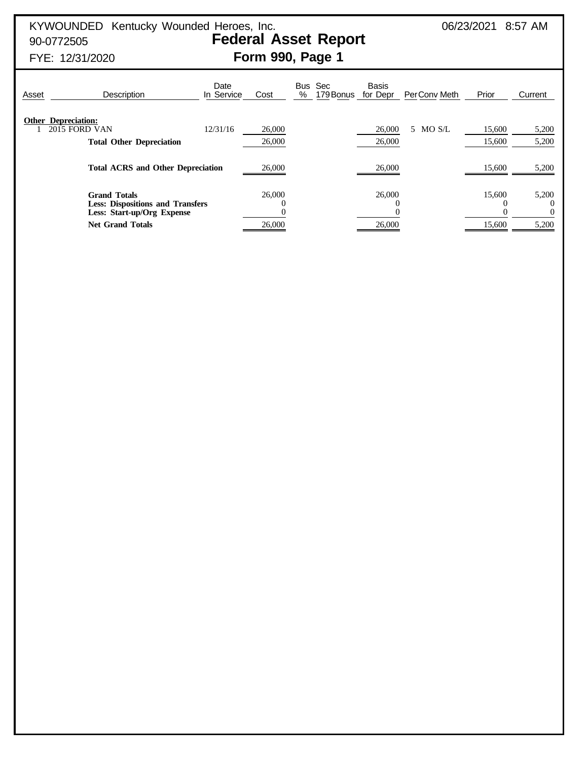KYWOUNDED Kentucky Wounded Heroes, Inc.
90-0772505
FYE: 12/31/2020

06/23/2021 8:57 AM

# Federal Asset Report

## Form 990, Page 1

| Asset | Description | Date In Service | Cost | Bus % | Sec 179 | Bonus | Basis for Depr | Per | Conv | Meth | Prior | Current |
|---|---|---|---|---|---|---|---|---|---|---|---|---|
| **Other Depreciation:** | | | | | | | | | | | | |
| 1 | 2015 FORD VAN | 12/31/16 | 26,000 | | | | 26,000 | 5 | MO | S/L | 15,600 | 5,200 |
| | **Total Other Depreciation** | | 26,000 | | | | 26,000 | | | | 15,600 | 5,200 |
| | **Total ACRS and Other Depreciation** | | 26,000 | | | | 26,000 | | | | 15,600 | 5,200 |
| | **Grand Totals** | | 26,000 | | | | 26,000 | | | | 15,600 | 5,200 |
| | **Less: Dispositions and Transfers** | | 0 | | | | 0 | | | | 0 | 0 |
| | **Less: Start-up/Org Expense** | | 0 | | | | 0 | | | | 0 | 0 |
| | **Net Grand Totals** | | 26,000 | | | | 26,000 | | | | 15,600 | 5,200 |